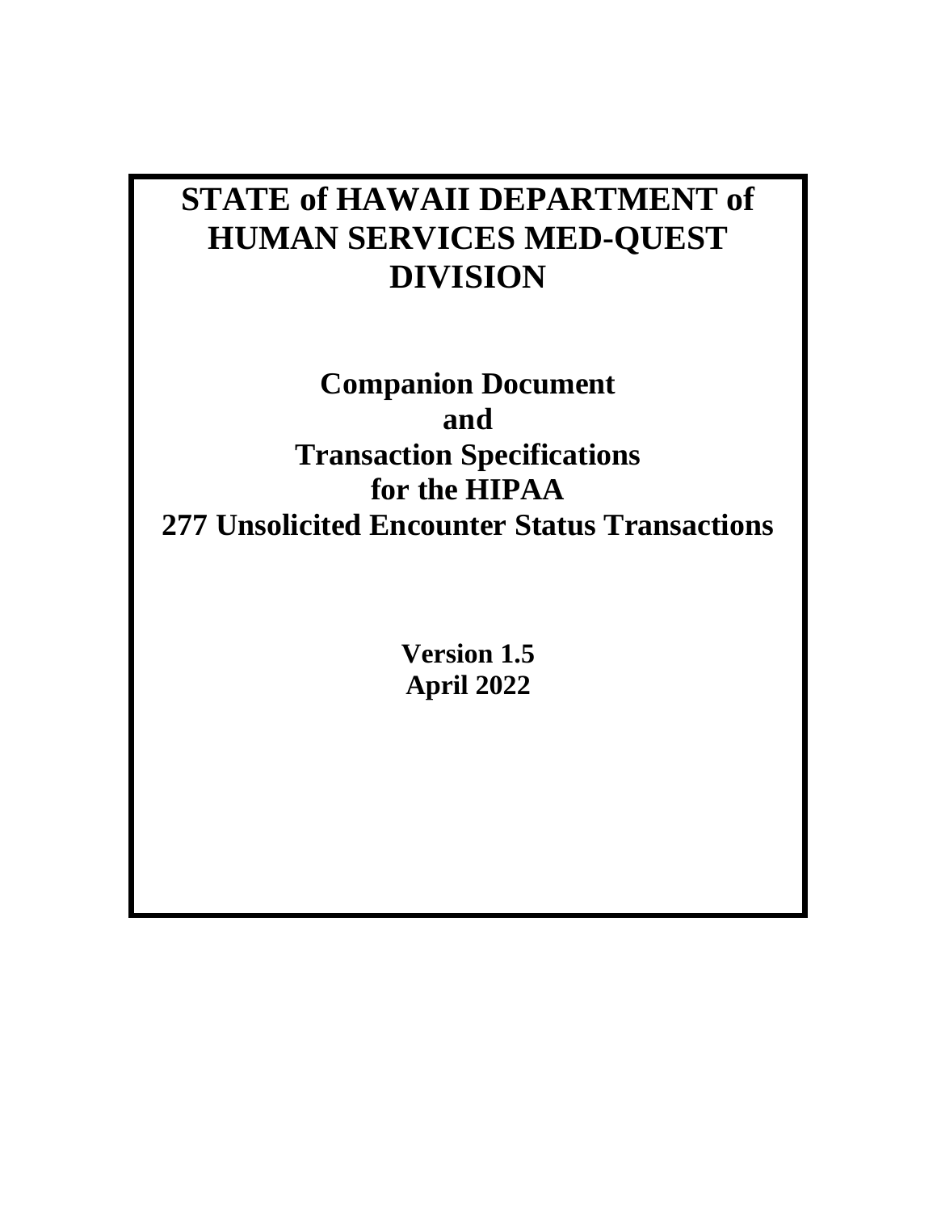# STATE of HAWAII DEPARTMENT of HUMAN SERVICES MED-QUEST DIVISION

## Companion Document and Transaction Specifications for the HIPAA 277 Unsolicited Encounter Status Transactions

**Version 1.5**
**April 2022**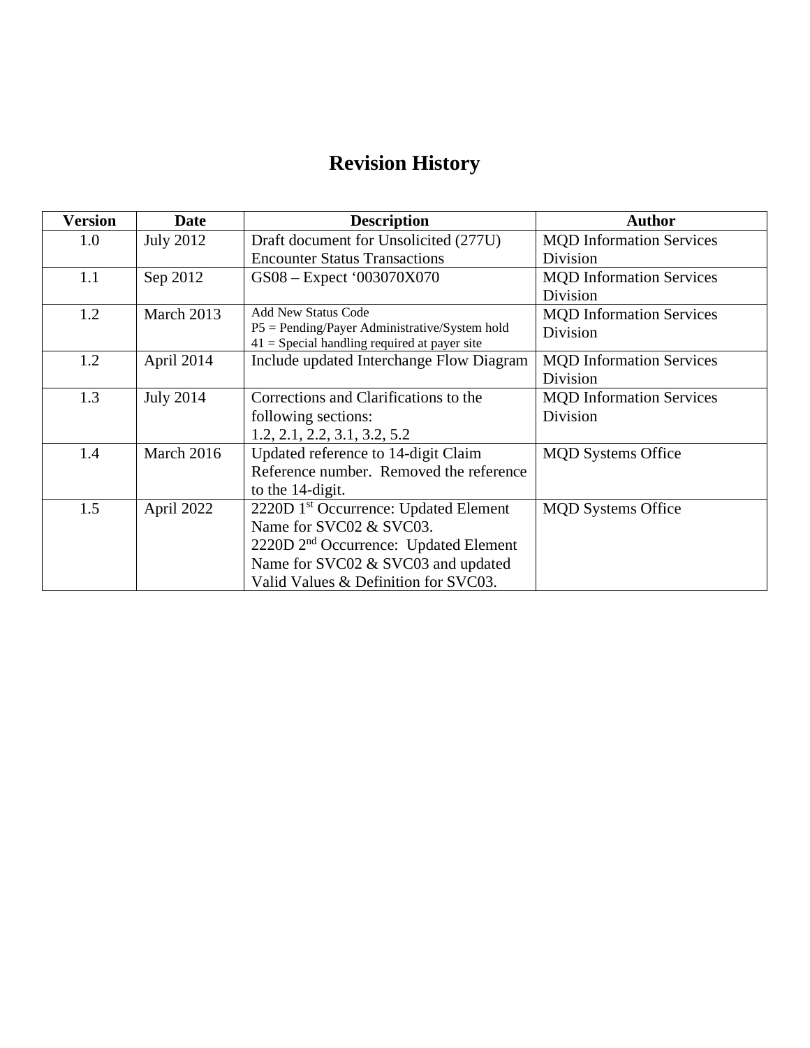# Revision History

| Version | Date | Description | Author |
|---|---|---|---|
| 1.0 | July 2012 | Draft document for Unsolicited (277U) Encounter Status Transactions | MQD Information Services Division |
| 1.1 | Sep 2012 | GS08 – Expect '003070X070 | MQD Information Services Division |
| 1.2 | March 2013 | Add New Status Code<br>P5 = Pending/Payer Administrative/System hold<br>41 = Special handling required at payer site | MQD Information Services Division |
| 1.2 | April 2014 | Include updated Interchange Flow Diagram | MQD Information Services Division |
| 1.3 | July 2014 | Corrections and Clarifications to the following sections:<br>1.2, 2.1, 2.2, 3.1, 3.2, 5.2 | MQD Information Services Division |
| 1.4 | March 2016 | Updated reference to 14-digit Claim Reference number. Removed the reference to the 14-digit. | MQD Systems Office |
| 1.5 | April 2022 | 2220D 1st Occurrence: Updated Element Name for SVC02 & SVC03.<br>2220D 2nd Occurrence: Updated Element Name for SVC02 & SVC03 and updated Valid Values & Definition for SVC03. | MQD Systems Office |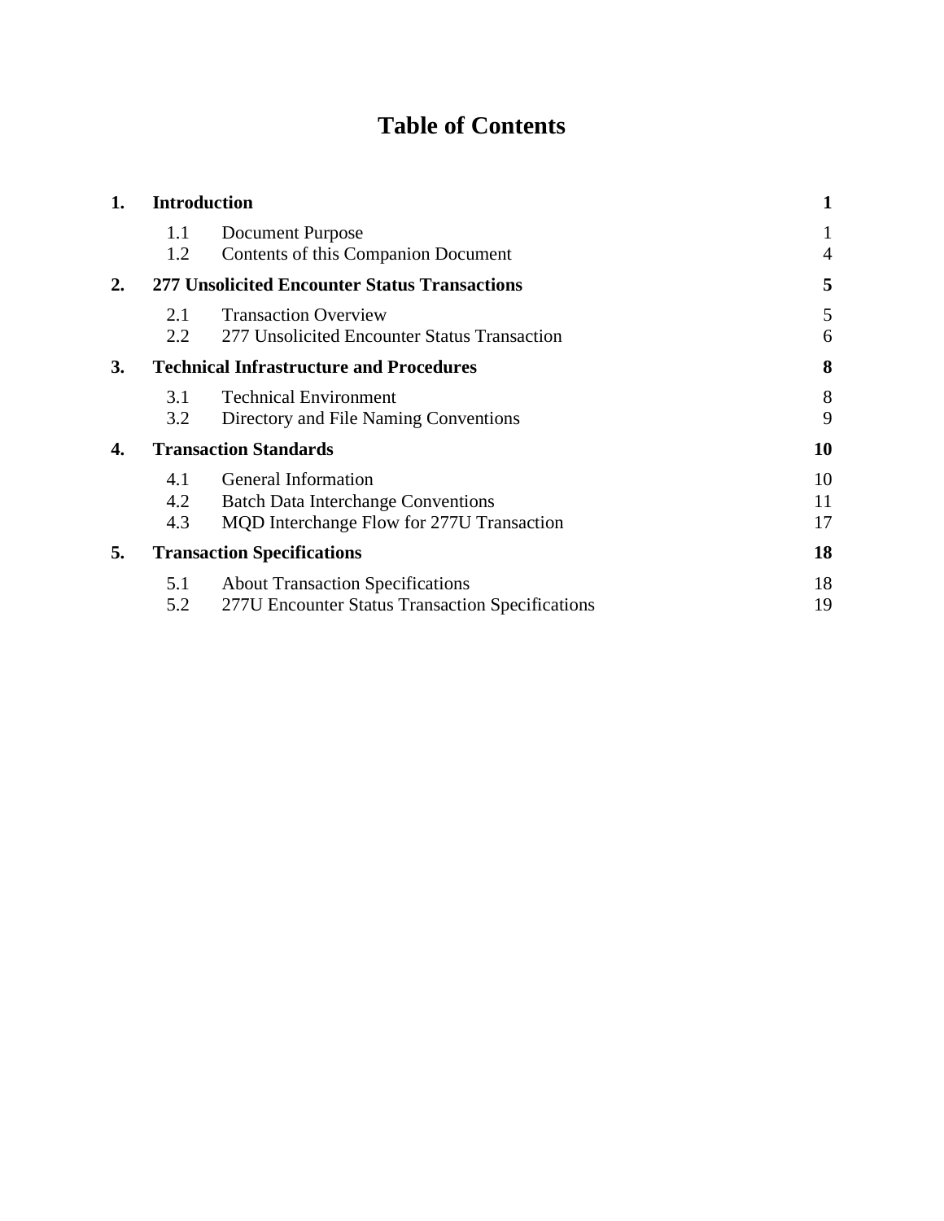# Table of Contents

| | | | |
|---|---|---|---|
| **1.** | **Introduction** | | **1** |
| | 1.1 | Document Purpose | 1 |
| | 1.2 | Contents of this Companion Document | 4 |
| **2.** | **277 Unsolicited Encounter Status Transactions** | | **5** |
| | 2.1 | Transaction Overview | 5 |
| | 2.2 | 277 Unsolicited Encounter Status Transaction | 6 |
| **3.** | **Technical Infrastructure and Procedures** | | **8** |
| | 3.1 | Technical Environment | 8 |
| | 3.2 | Directory and File Naming Conventions | 9 |
| **4.** | **Transaction Standards** | | **10** |
| | 4.1 | General Information | 10 |
| | 4.2 | Batch Data Interchange Conventions | 11 |
| | 4.3 | MQD Interchange Flow for 277U Transaction | 17 |
| **5.** | **Transaction Specifications** | | **18** |
| | 5.1 | About Transaction Specifications | 18 |
| | 5.2 | 277U Encounter Status Transaction Specifications | 19 |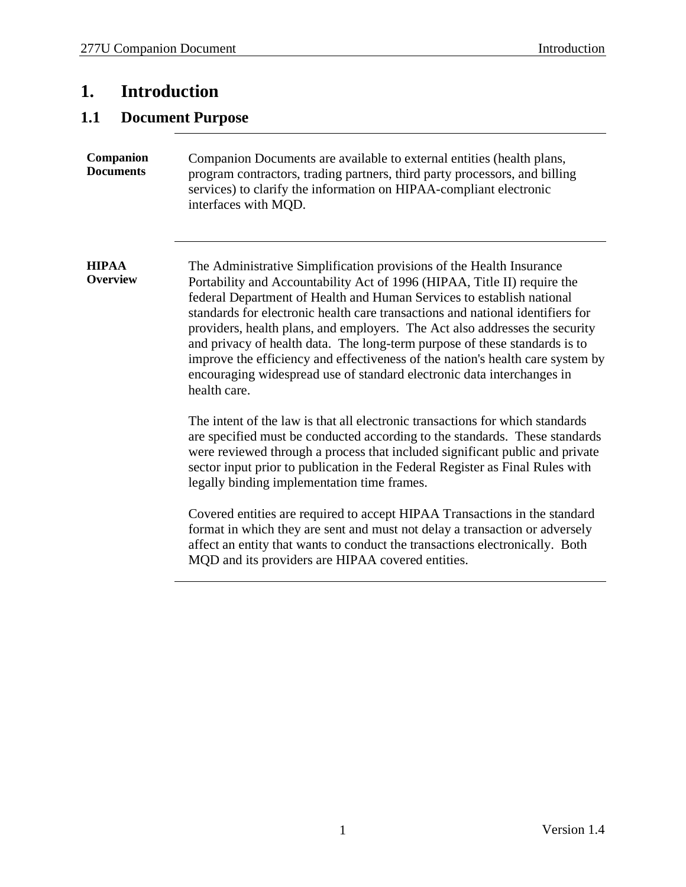# 1. Introduction

## 1.1 Document Purpose

**Companion Documents**

Companion Documents are available to external entities (health plans, program contractors, trading partners, third party processors, and billing services) to clarify the information on HIPAA-compliant electronic interfaces with MQD.

**HIPAA Overview**

The Administrative Simplification provisions of the Health Insurance Portability and Accountability Act of 1996 (HIPAA, Title II) require the federal Department of Health and Human Services to establish national standards for electronic health care transactions and national identifiers for providers, health plans, and employers. The Act also addresses the security and privacy of health data. The long-term purpose of these standards is to improve the efficiency and effectiveness of the nation's health care system by encouraging widespread use of standard electronic data interchanges in health care.

The intent of the law is that all electronic transactions for which standards are specified must be conducted according to the standards. These standards were reviewed through a process that included significant public and private sector input prior to publication in the Federal Register as Final Rules with legally binding implementation time frames.

Covered entities are required to accept HIPAA Transactions in the standard format in which they are sent and must not delay a transaction or adversely affect an entity that wants to conduct the transactions electronically. Both MQD and its providers are HIPAA covered entities.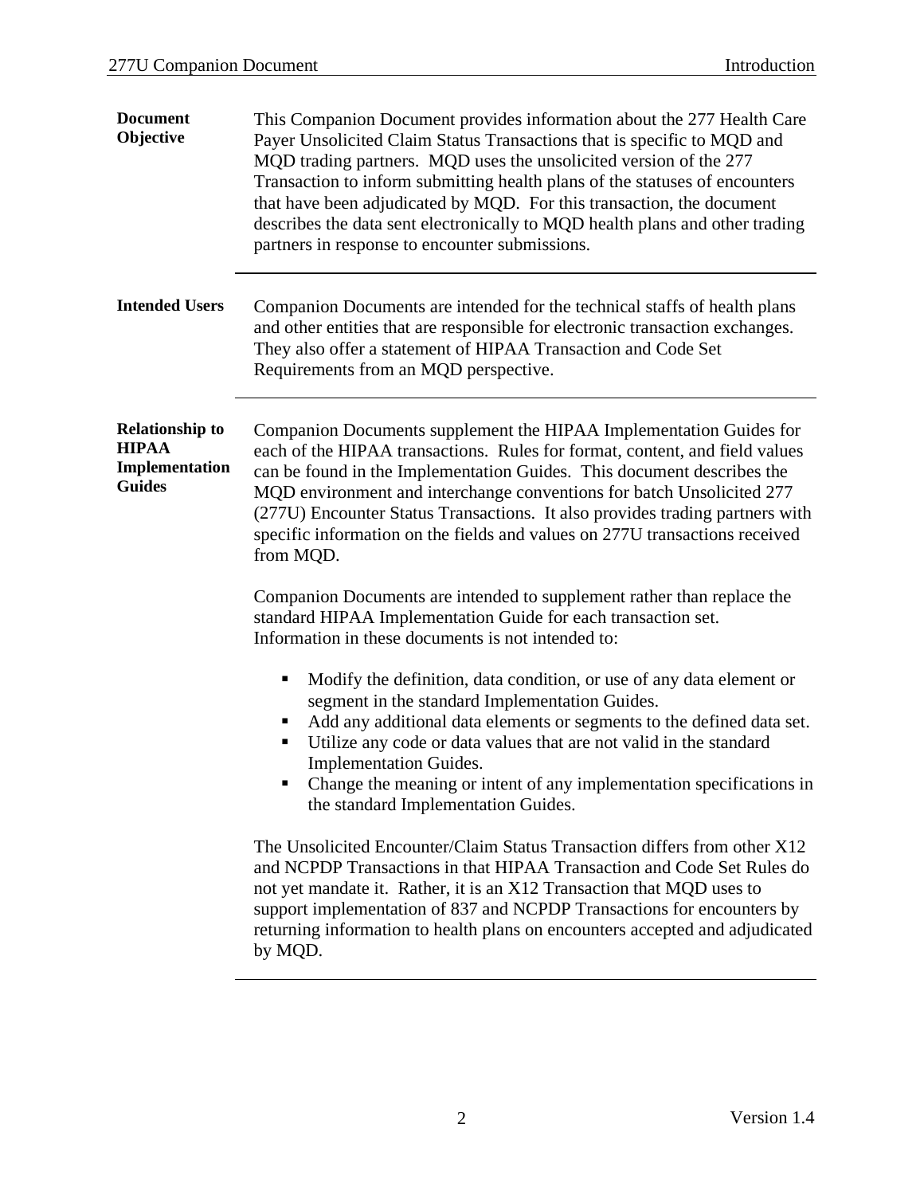**Document Objective**

This Companion Document provides information about the 277 Health Care Payer Unsolicited Claim Status Transactions that is specific to MQD and MQD trading partners. MQD uses the unsolicited version of the 277 Transaction to inform submitting health plans of the statuses of encounters that have been adjudicated by MQD. For this transaction, the document describes the data sent electronically to MQD health plans and other trading partners in response to encounter submissions.

**Intended Users**

Companion Documents are intended for the technical staffs of health plans and other entities that are responsible for electronic transaction exchanges. They also offer a statement of HIPAA Transaction and Code Set Requirements from an MQD perspective.

**Relationship to HIPAA Implementation Guides**

Companion Documents supplement the HIPAA Implementation Guides for each of the HIPAA transactions. Rules for format, content, and field values can be found in the Implementation Guides. This document describes the MQD environment and interchange conventions for batch Unsolicited 277 (277U) Encounter Status Transactions. It also provides trading partners with specific information on the fields and values on 277U transactions received from MQD.

Companion Documents are intended to supplement rather than replace the standard HIPAA Implementation Guide for each transaction set. Information in these documents is not intended to:

- Modify the definition, data condition, or use of any data element or segment in the standard Implementation Guides.
- Add any additional data elements or segments to the defined data set.
- Utilize any code or data values that are not valid in the standard Implementation Guides.
- Change the meaning or intent of any implementation specifications in the standard Implementation Guides.

The Unsolicited Encounter/Claim Status Transaction differs from other X12 and NCPDP Transactions in that HIPAA Transaction and Code Set Rules do not yet mandate it. Rather, it is an X12 Transaction that MQD uses to support implementation of 837 and NCPDP Transactions for encounters by returning information to health plans on encounters accepted and adjudicated by MQD.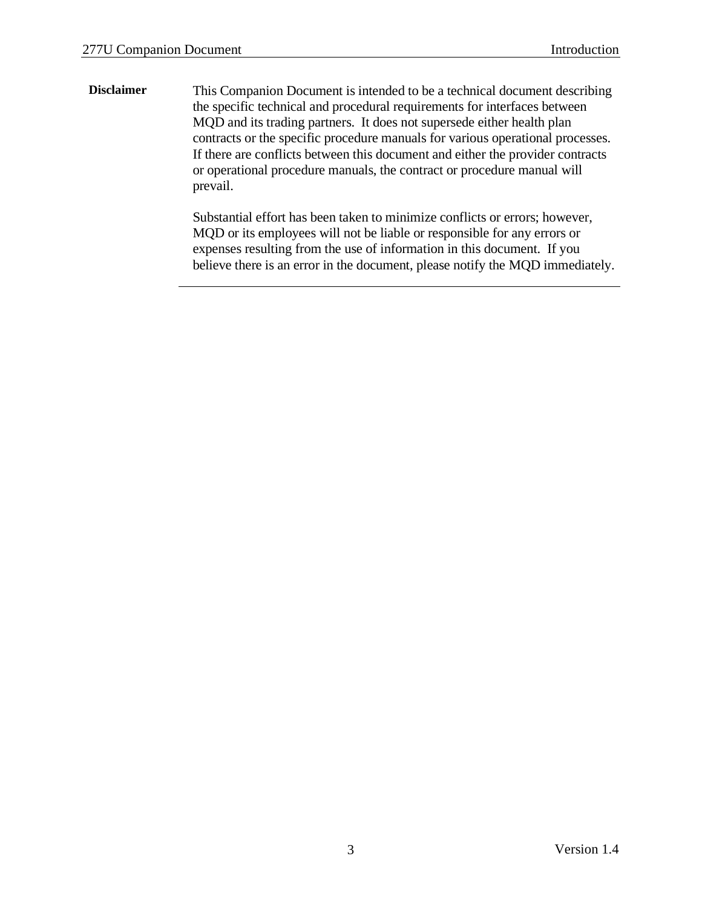**Disclaimer**

This Companion Document is intended to be a technical document describing the specific technical and procedural requirements for interfaces between MQD and its trading partners. It does not supersede either health plan contracts or the specific procedure manuals for various operational processes. If there are conflicts between this document and either the provider contracts or operational procedure manuals, the contract or procedure manual will prevail.

Substantial effort has been taken to minimize conflicts or errors; however, MQD or its employees will not be liable or responsible for any errors or expenses resulting from the use of information in this document. If you believe there is an error in the document, please notify the MQD immediately.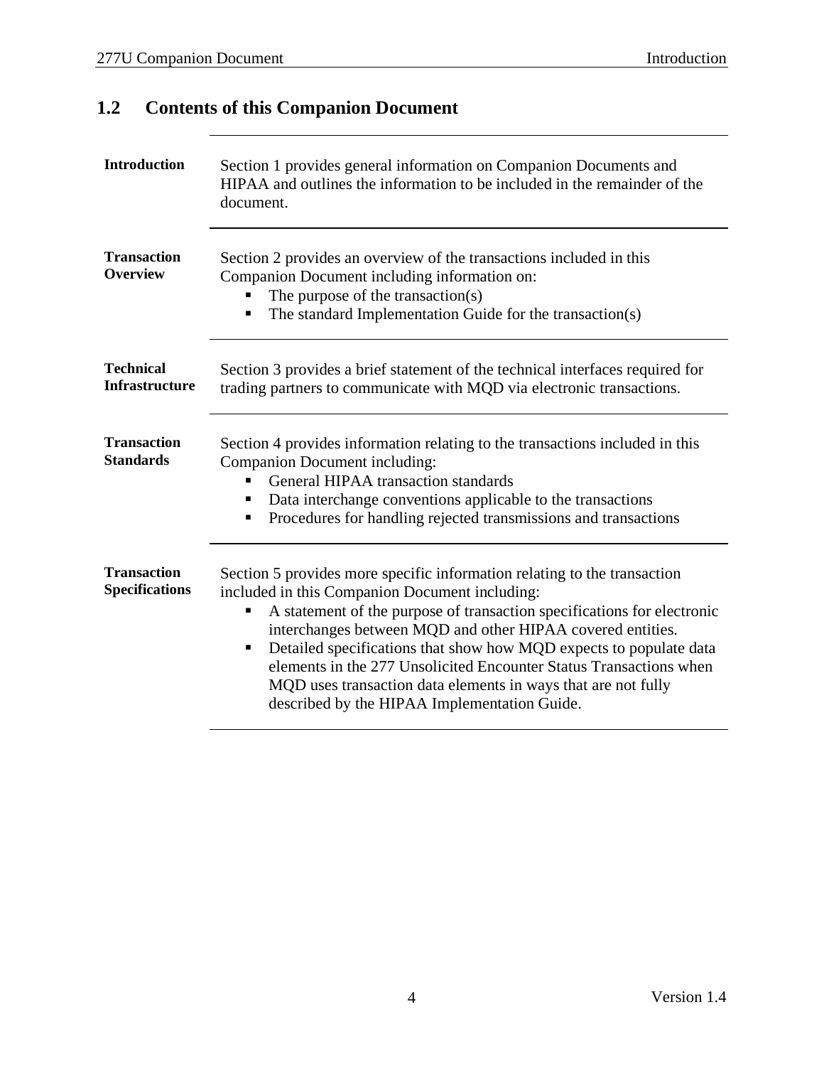## 1.2 Contents of this Companion Document

| | |
|---|---|
| **Introduction** | Section 1 provides general information on Companion Documents and HIPAA and outlines the information to be included in the remainder of the document. |
| **Transaction Overview** | Section 2 provides an overview of the transactions included in this Companion Document including information on:<br>▪ The purpose of the transaction(s)<br>▪ The standard Implementation Guide for the transaction(s) |
| **Technical Infrastructure** | Section 3 provides a brief statement of the technical interfaces required for trading partners to communicate with MQD via electronic transactions. |
| **Transaction Standards** | Section 4 provides information relating to the transactions included in this Companion Document including:<br>▪ General HIPAA transaction standards<br>▪ Data interchange conventions applicable to the transactions<br>▪ Procedures for handling rejected transmissions and transactions |
| **Transaction Specifications** | Section 5 provides more specific information relating to the transaction included in this Companion Document including:<br>▪ A statement of the purpose of transaction specifications for electronic interchanges between MQD and other HIPAA covered entities.<br>▪ Detailed specifications that show how MQD expects to populate data elements in the 277 Unsolicited Encounter Status Transactions when MQD uses transaction data elements in ways that are not fully described by the HIPAA Implementation Guide. |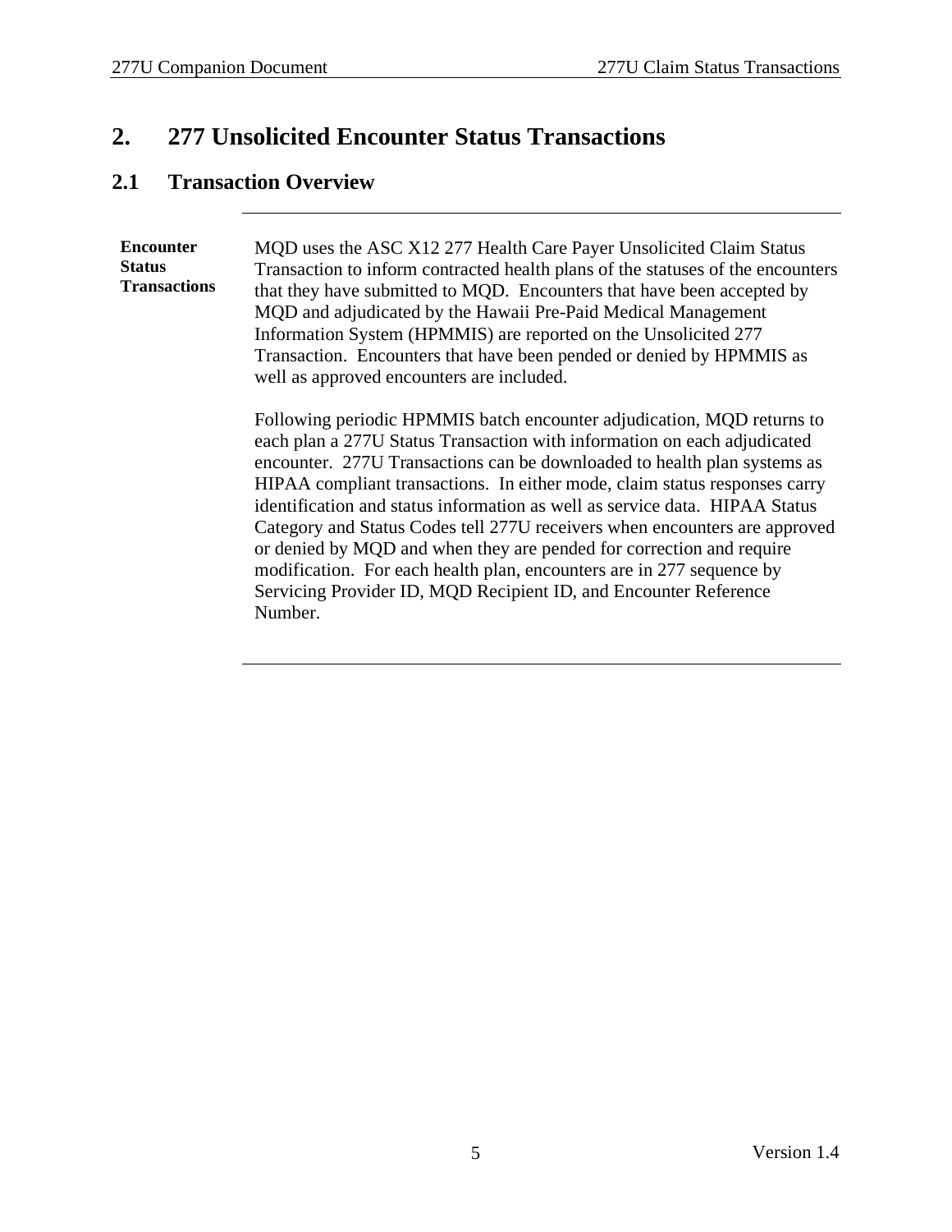# 2. 277 Unsolicited Encounter Status Transactions

## 2.1 Transaction Overview

**Encounter Status Transactions**

MQD uses the ASC X12 277 Health Care Payer Unsolicited Claim Status Transaction to inform contracted health plans of the statuses of the encounters that they have submitted to MQD. Encounters that have been accepted by MQD and adjudicated by the Hawaii Pre-Paid Medical Management Information System (HPMMIS) are reported on the Unsolicited 277 Transaction. Encounters that have been pended or denied by HPMMIS as well as approved encounters are included.

Following periodic HPMMIS batch encounter adjudication, MQD returns to each plan a 277U Status Transaction with information on each adjudicated encounter. 277U Transactions can be downloaded to health plan systems as HIPAA compliant transactions. In either mode, claim status responses carry identification and status information as well as service data. HIPAA Status Category and Status Codes tell 277U receivers when encounters are approved or denied by MQD and when they are pended for correction and require modification. For each health plan, encounters are in 277 sequence by Servicing Provider ID, MQD Recipient ID, and Encounter Reference Number.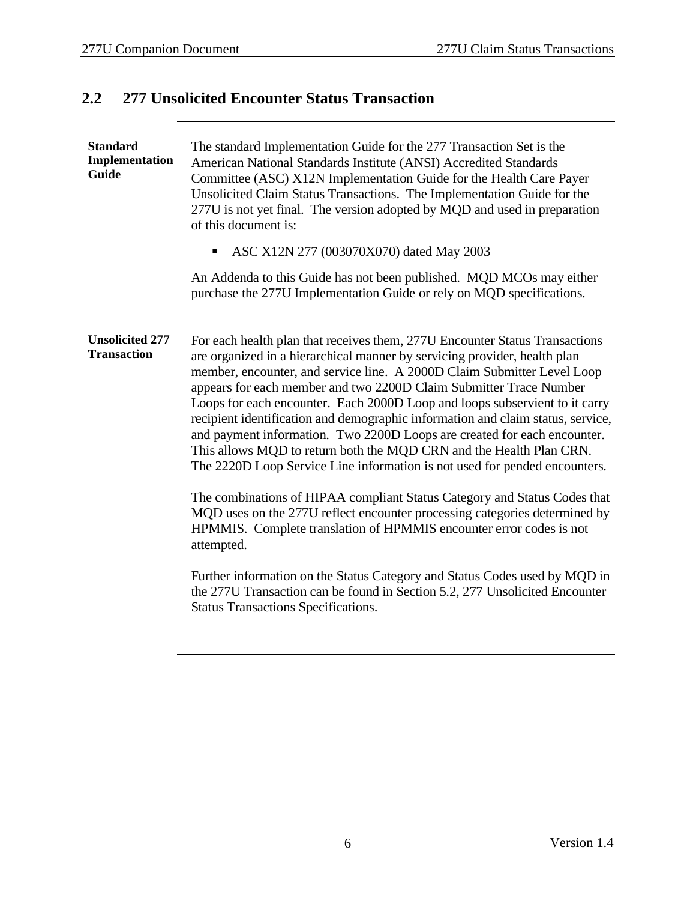## 2.2 277 Unsolicited Encounter Status Transaction

**Standard Implementation Guide**

The standard Implementation Guide for the 277 Transaction Set is the American National Standards Institute (ANSI) Accredited Standards Committee (ASC) X12N Implementation Guide for the Health Care Payer Unsolicited Claim Status Transactions. The Implementation Guide for the 277U is not yet final. The version adopted by MQD and used in preparation of this document is:

- ASC X12N 277 (003070X070) dated May 2003

An Addenda to this Guide has not been published. MQD MCOs may either purchase the 277U Implementation Guide or rely on MQD specifications.

**Unsolicited 277 Transaction**

For each health plan that receives them, 277U Encounter Status Transactions are organized in a hierarchical manner by servicing provider, health plan member, encounter, and service line. A 2000D Claim Submitter Level Loop appears for each member and two 2200D Claim Submitter Trace Number Loops for each encounter. Each 2000D Loop and loops subservient to it carry recipient identification and demographic information and claim status, service, and payment information. Two 2200D Loops are created for each encounter. This allows MQD to return both the MQD CRN and the Health Plan CRN. The 2220D Loop Service Line information is not used for pended encounters.

The combinations of HIPAA compliant Status Category and Status Codes that MQD uses on the 277U reflect encounter processing categories determined by HPMMIS. Complete translation of HPMMIS encounter error codes is not attempted.

Further information on the Status Category and Status Codes used by MQD in the 277U Transaction can be found in Section 5.2, 277 Unsolicited Encounter Status Transactions Specifications.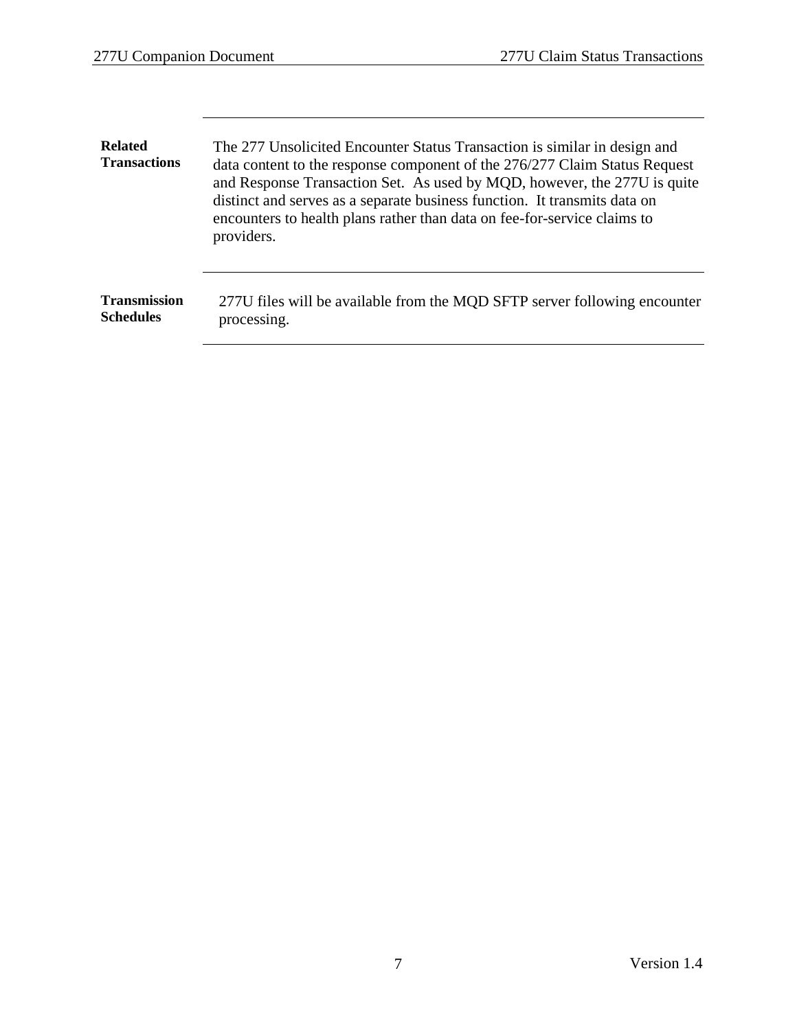**Related Transactions**

The 277 Unsolicited Encounter Status Transaction is similar in design and data content to the response component of the 276/277 Claim Status Request and Response Transaction Set. As used by MQD, however, the 277U is quite distinct and serves as a separate business function. It transmits data on encounters to health plans rather than data on fee-for-service claims to providers.

**Transmission Schedules**

277U files will be available from the MQD SFTP server following encounter processing.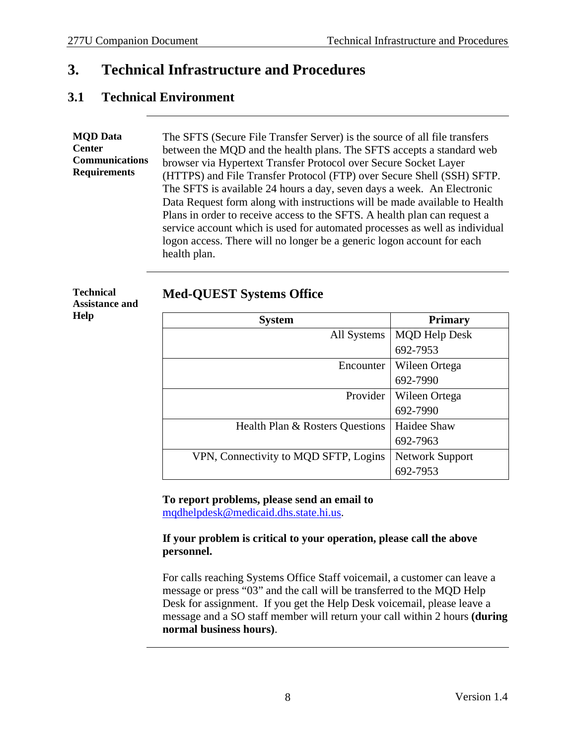# 3. Technical Infrastructure and Procedures

## 3.1 Technical Environment

**MQD Data Center Communications Requirements**

The SFTS (Secure File Transfer Server) is the source of all file transfers between the MQD and the health plans. The SFTS accepts a standard web browser via Hypertext Transfer Protocol over Secure Socket Layer (HTTPS) and File Transfer Protocol (FTP) over Secure Shell (SSH) SFTP. The SFTS is available 24 hours a day, seven days a week. An Electronic Data Request form along with instructions will be made available to Health Plans in order to receive access to the SFTS. A health plan can request a service account which is used for automated processes as well as individual logon access. There will no longer be a generic logon account for each health plan.

**Technical Assistance and Help**

### Med-QUEST Systems Office

| System | Primary |
|---|---|
| All Systems | MQD Help Desk<br>692-7953 |
| Encounter | Wileen Ortega<br>692-7990 |
| Provider | Wileen Ortega<br>692-7990 |
| Health Plan & Rosters Questions | Haidee Shaw<br>692-7963 |
| VPN, Connectivity to MQD SFTP, Logins | Network Support<br>692-7953 |

**To report problems, please send an email to** mqdhelpdesk@medicaid.dhs.state.hi.us.

**If your problem is critical to your operation, please call the above personnel.**

For calls reaching Systems Office Staff voicemail, a customer can leave a message or press "03" and the call will be transferred to the MQD Help Desk for assignment. If you get the Help Desk voicemail, please leave a message and a SO staff member will return your call within 2 hours **(during normal business hours)**.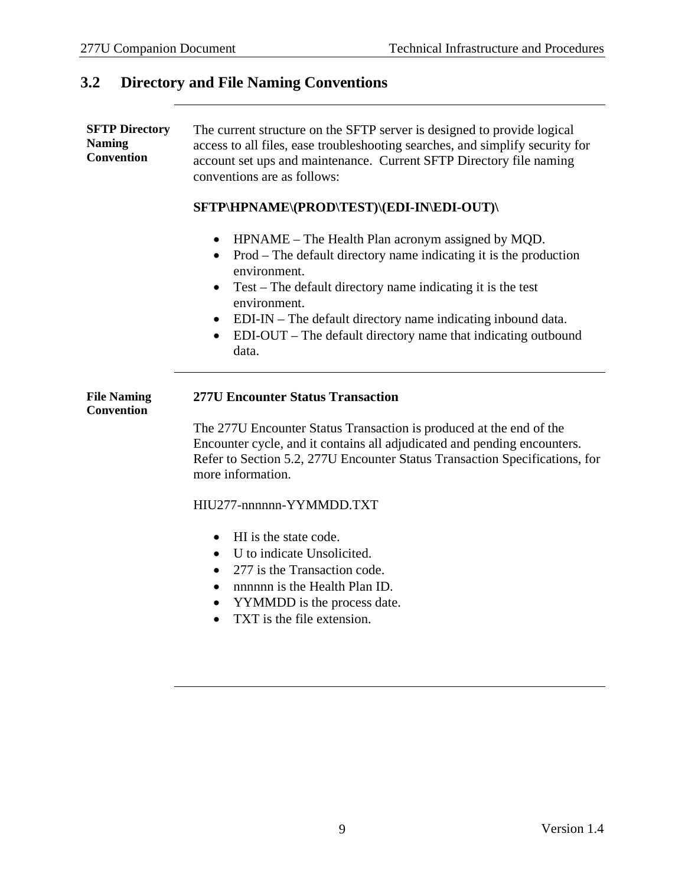## 3.2 Directory and File Naming Conventions

**SFTP Directory Naming Convention**

The current structure on the SFTP server is designed to provide logical access to all files, ease troubleshooting searches, and simplify security for account set ups and maintenance. Current SFTP Directory file naming conventions are as follows:

**SFTP\HPNAME\(PROD\TEST)\(EDI-IN\EDI-OUT)\**

- HPNAME – The Health Plan acronym assigned by MQD.
- Prod – The default directory name indicating it is the production environment.
- Test – The default directory name indicating it is the test environment.
- EDI-IN – The default directory name indicating inbound data.
- EDI-OUT – The default directory name that indicating outbound data.

**File Naming Convention**

**277U Encounter Status Transaction**

The 277U Encounter Status Transaction is produced at the end of the Encounter cycle, and it contains all adjudicated and pending encounters. Refer to Section 5.2, 277U Encounter Status Transaction Specifications, for more information.

HIU277-nnnnnn-YYMMDD.TXT

- HI is the state code.
- U to indicate Unsolicited.
- 277 is the Transaction code.
- nnnnnn is the Health Plan ID.
- YYMMDD is the process date.
- TXT is the file extension.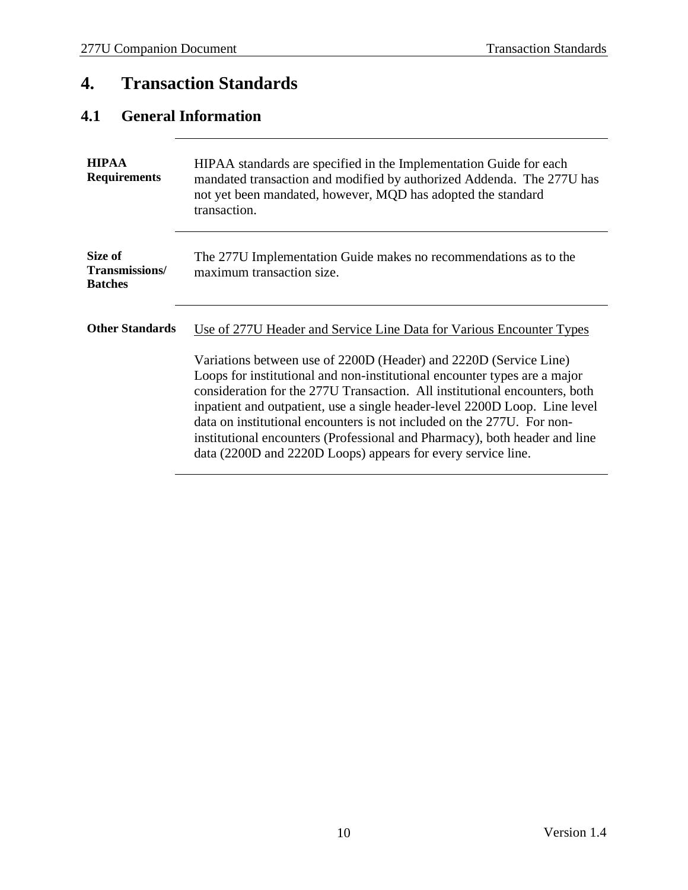# 4. Transaction Standards

## 4.1 General Information

| | |
|---|---|
| **HIPAA Requirements** | HIPAA standards are specified in the Implementation Guide for each mandated transaction and modified by authorized Addenda. The 277U has not yet been mandated, however, MQD has adopted the standard transaction. |
| **Size of Transmissions/ Batches** | The 277U Implementation Guide makes no recommendations as to the maximum transaction size. |
| **Other Standards** | Use of 277U Header and Service Line Data for Various Encounter Types<br><br>Variations between use of 2200D (Header) and 2220D (Service Line) Loops for institutional and non-institutional encounter types are a major consideration for the 277U Transaction. All institutional encounters, both inpatient and outpatient, use a single header-level 2200D Loop. Line level data on institutional encounters is not included on the 277U. For non-institutional encounters (Professional and Pharmacy), both header and line data (2200D and 2220D Loops) appears for every service line. |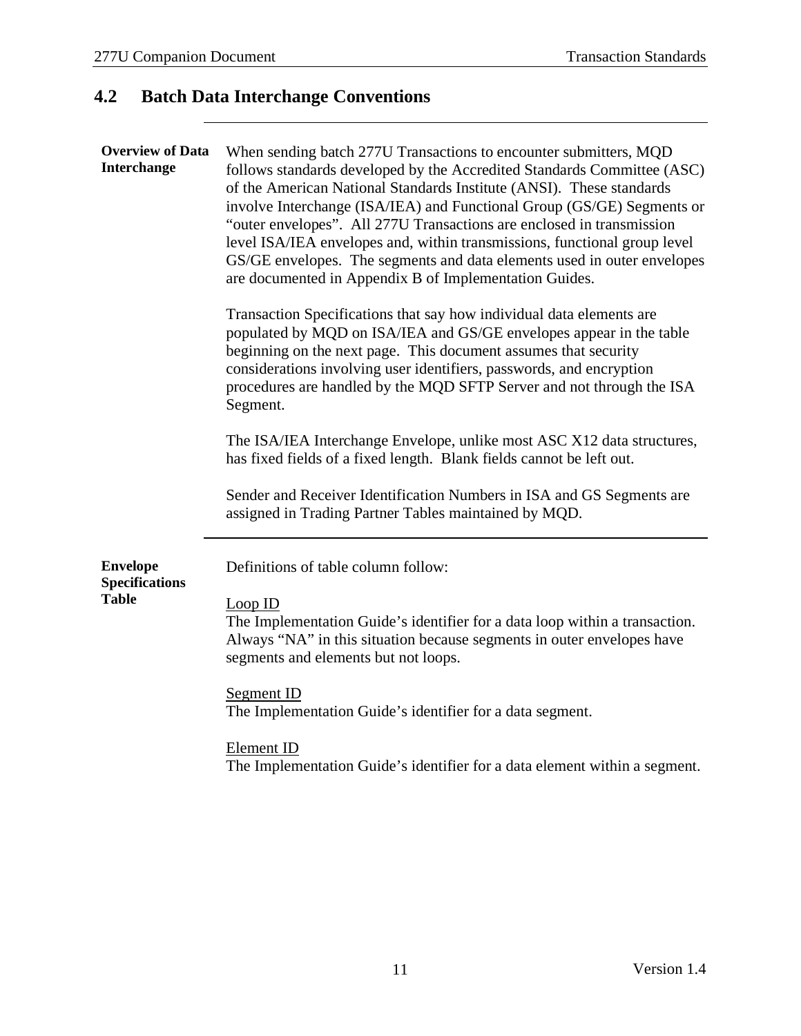## 4.2 Batch Data Interchange Conventions

**Overview of Data Interchange**

When sending batch 277U Transactions to encounter submitters, MQD follows standards developed by the Accredited Standards Committee (ASC) of the American National Standards Institute (ANSI). These standards involve Interchange (ISA/IEA) and Functional Group (GS/GE) Segments or “outer envelopes”. All 277U Transactions are enclosed in transmission level ISA/IEA envelopes and, within transmissions, functional group level GS/GE envelopes. The segments and data elements used in outer envelopes are documented in Appendix B of Implementation Guides.

Transaction Specifications that say how individual data elements are populated by MQD on ISA/IEA and GS/GE envelopes appear in the table beginning on the next page. This document assumes that security considerations involving user identifiers, passwords, and encryption procedures are handled by the MQD SFTP Server and not through the ISA Segment.

The ISA/IEA Interchange Envelope, unlike most ASC X12 data structures, has fixed fields of a fixed length. Blank fields cannot be left out.

Sender and Receiver Identification Numbers in ISA and GS Segments are assigned in Trading Partner Tables maintained by MQD.

**Envelope Specifications Table**

Definitions of table column follow:

Loop ID
The Implementation Guide’s identifier for a data loop within a transaction. Always “NA” in this situation because segments in outer envelopes have segments and elements but not loops.

Segment ID
The Implementation Guide’s identifier for a data segment.

Element ID
The Implementation Guide’s identifier for a data element within a segment.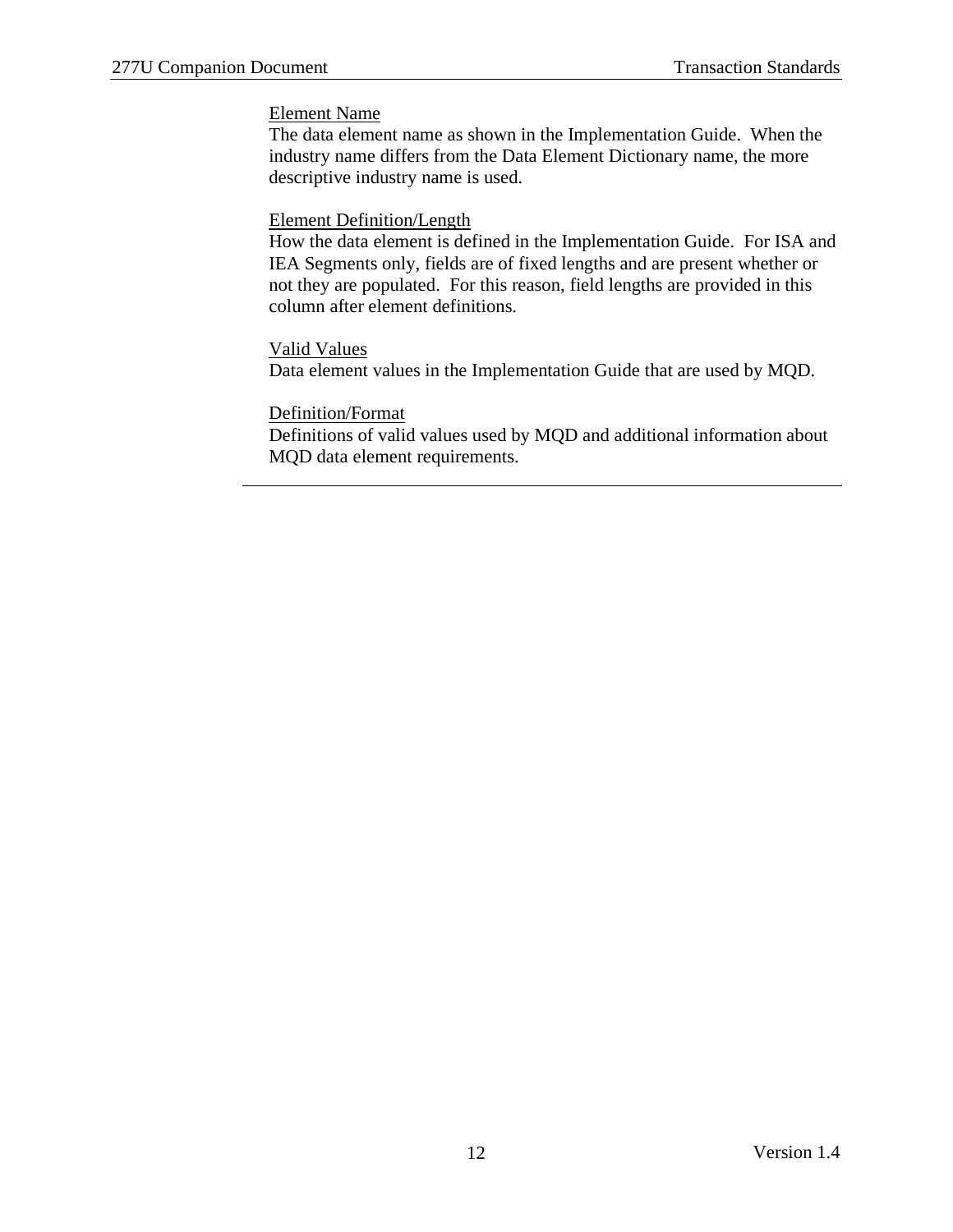Element Name

The data element name as shown in the Implementation Guide. When the industry name differs from the Data Element Dictionary name, the more descriptive industry name is used.

Element Definition/Length

How the data element is defined in the Implementation Guide. For ISA and IEA Segments only, fields are of fixed lengths and are present whether or not they are populated. For this reason, field lengths are provided in this column after element definitions.

Valid Values

Data element values in the Implementation Guide that are used by MQD.

Definition/Format

Definitions of valid values used by MQD and additional information about MQD data element requirements.

---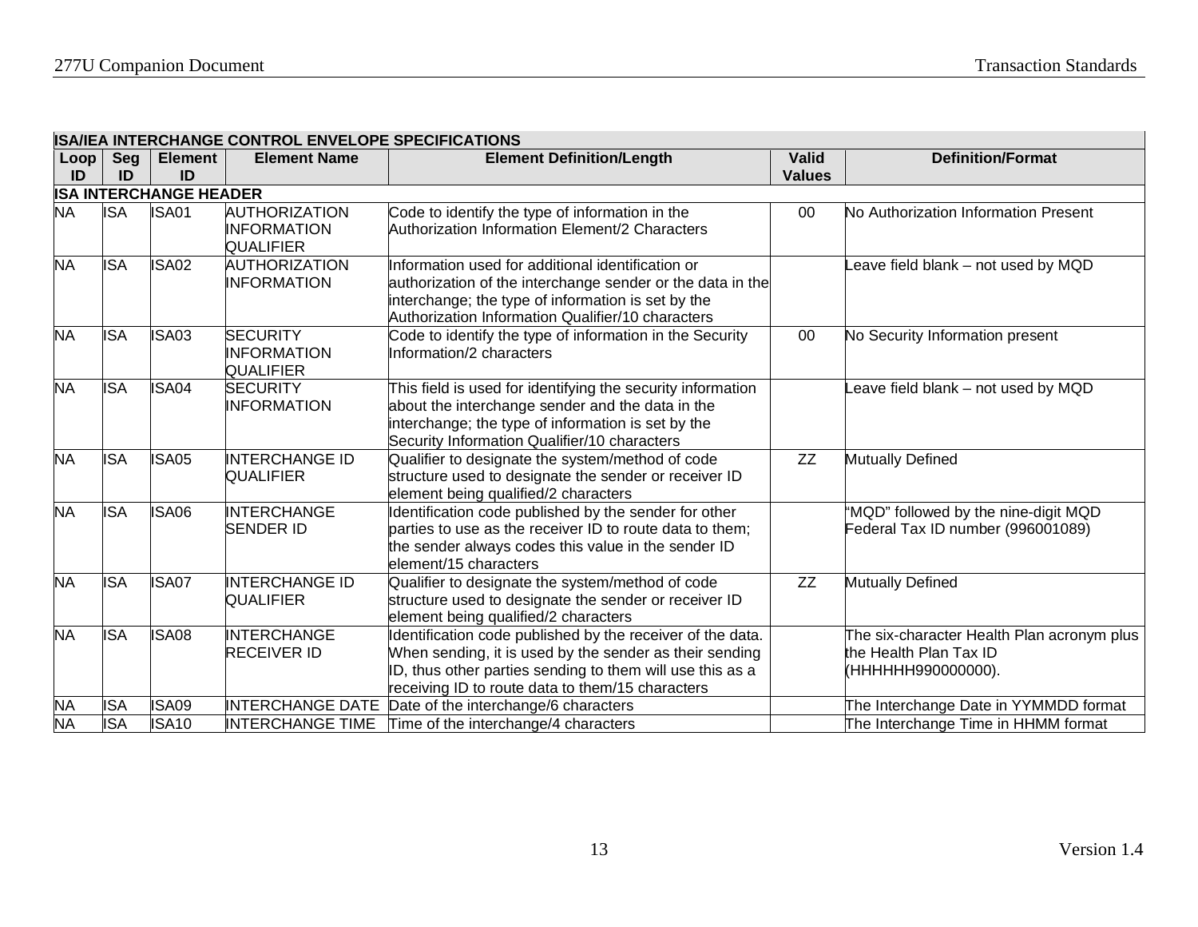| **ISA/IEA INTERCHANGE CONTROL ENVELOPE SPECIFICATIONS** | | | | | | |
|---|---|---|---|---|---|---|
| **Loop ID** | **Seg ID** | **Element ID** | **Element Name** | **Element Definition/Length** | **Valid Values** | **Definition/Format** |
| **ISA INTERCHANGE HEADER** | | | | | | |
| NA | ISA | ISA01 | AUTHORIZATION INFORMATION QUALIFIER | Code to identify the type of information in the Authorization Information Element/2 Characters | 00 | No Authorization Information Present |
| NA | ISA | ISA02 | AUTHORIZATION INFORMATION | Information used for additional identification or authorization of the interchange sender or the data in the interchange; the type of information is set by the Authorization Information Qualifier/10 characters | | Leave field blank – not used by MQD |
| NA | ISA | ISA03 | SECURITY INFORMATION QUALIFIER | Code to identify the type of information in the Security Information/2 characters | 00 | No Security Information present |
| NA | ISA | ISA04 | SECURITY INFORMATION | This field is used for identifying the security information about the interchange sender and the data in the interchange; the type of information is set by the Security Information Qualifier/10 characters | | Leave field blank – not used by MQD |
| NA | ISA | ISA05 | INTERCHANGE ID QUALIFIER | Qualifier to designate the system/method of code structure used to designate the sender or receiver ID element being qualified/2 characters | ZZ | Mutually Defined |
| NA | ISA | ISA06 | INTERCHANGE SENDER ID | Identification code published by the sender for other parties to use as the receiver ID to route data to them; the sender always codes this value in the sender ID element/15 characters | | "MQD" followed by the nine-digit MQD Federal Tax ID number (996001089) |
| NA | ISA | ISA07 | INTERCHANGE ID QUALIFIER | Qualifier to designate the system/method of code structure used to designate the sender or receiver ID element being qualified/2 characters | ZZ | Mutually Defined |
| NA | ISA | ISA08 | INTERCHANGE RECEIVER ID | Identification code published by the receiver of the data. When sending, it is used by the sender as their sending ID, thus other parties sending to them will use this as a receiving ID to route data to them/15 characters | | The six-character Health Plan acronym plus the Health Plan Tax ID (HHHHHH990000000). |
| NA | ISA | ISA09 | INTERCHANGE DATE | Date of the interchange/6 characters | | The Interchange Date in YYMMDD format |
| NA | ISA | ISA10 | INTERCHANGE TIME | Time of the interchange/4 characters | | The Interchange Time in HHMM format |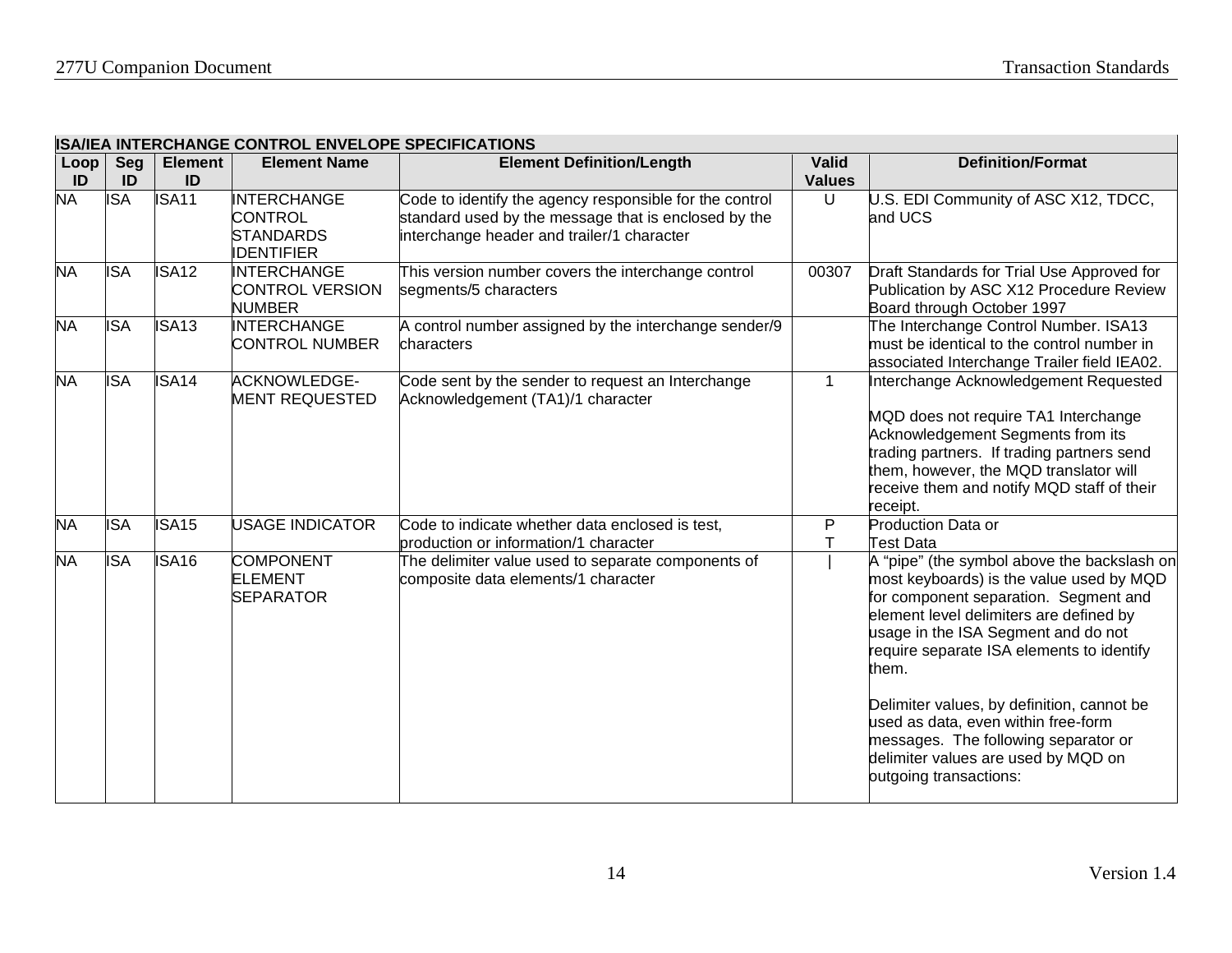| ISA/IEA INTERCHANGE CONTROL ENVELOPE SPECIFICATIONS | | | | | | |
|---|---|---|---|---|---|---|
| **Loop ID** | **Seg ID** | **Element ID** | **Element Name** | **Element Definition/Length** | **Valid Values** | **Definition/Format** |
| NA | ISA | ISA11 | INTERCHANGE CONTROL STANDARDS IDENTIFIER | Code to identify the agency responsible for the control standard used by the message that is enclosed by the interchange header and trailer/1 character | U | U.S. EDI Community of ASC X12, TDCC, and UCS |
| NA | ISA | ISA12 | INTERCHANGE CONTROL VERSION NUMBER | This version number covers the interchange control segments/5 characters | 00307 | Draft Standards for Trial Use Approved for Publication by ASC X12 Procedure Review Board through October 1997 |
| NA | ISA | ISA13 | INTERCHANGE CONTROL NUMBER | A control number assigned by the interchange sender/9 characters | | The Interchange Control Number. ISA13 must be identical to the control number in associated Interchange Trailer field IEA02. |
| NA | ISA | ISA14 | ACKNOWLEDGE-MENT REQUESTED | Code sent by the sender to request an Interchange Acknowledgement (TA1)/1 character | 1 | Interchange Acknowledgement Requested<br><br>MQD does not require TA1 Interchange Acknowledgement Segments from its trading partners. If trading partners send them, however, the MQD translator will receive them and notify MQD staff of their receipt. |
| NA | ISA | ISA15 | USAGE INDICATOR | Code to indicate whether data enclosed is test, production or information/1 character | P<br>T | Production Data or<br>Test Data |
| NA | ISA | ISA16 | COMPONENT ELEMENT SEPARATOR | The delimiter value used to separate components of composite data elements/1 character | \| | A "pipe" (the symbol above the backslash on most keyboards) is the value used by MQD for component separation. Segment and element level delimiters are defined by usage in the ISA Segment and do not require separate ISA elements to identify them.<br><br>Delimiter values, by definition, cannot be used as data, even within free-form messages. The following separator or delimiter values are used by MQD on outgoing transactions: |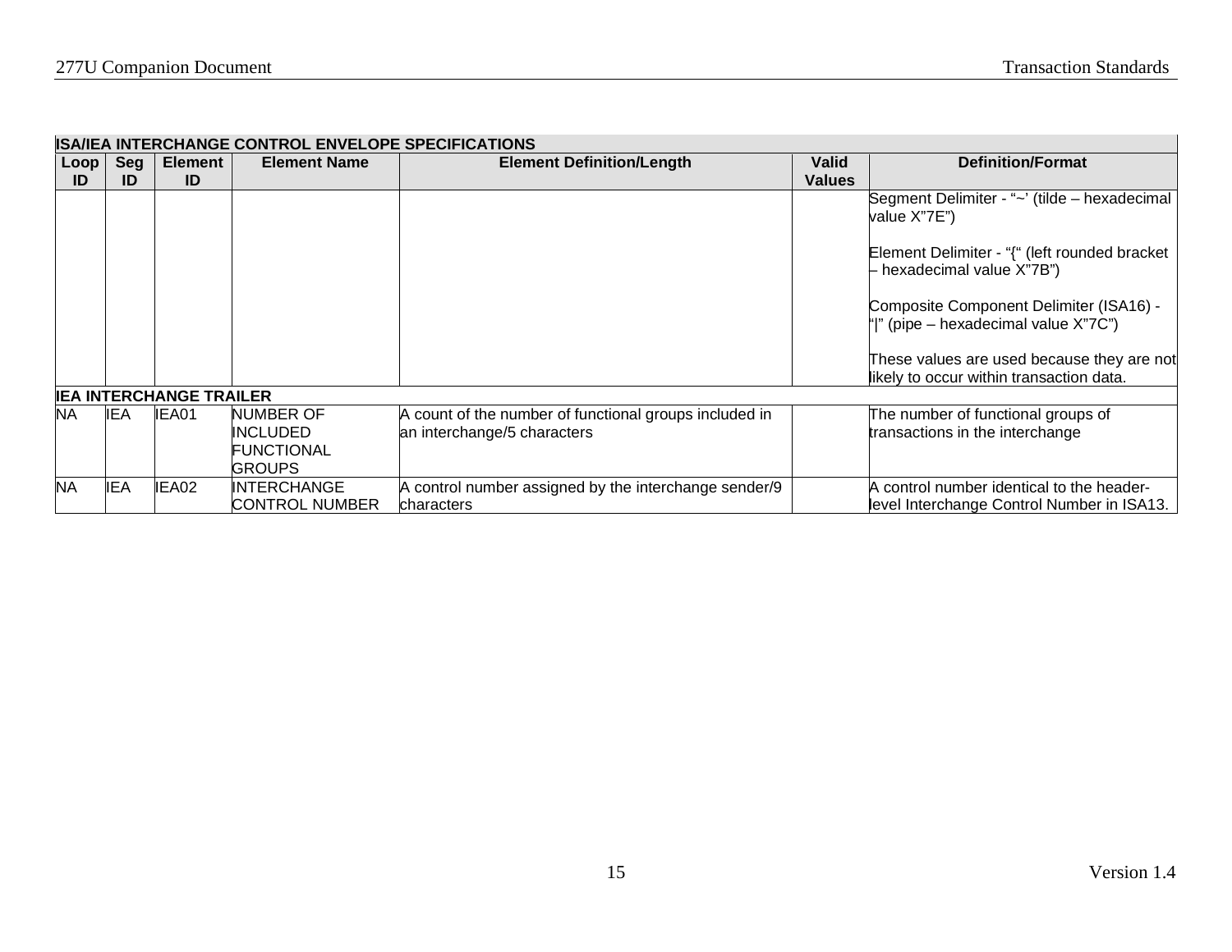| ISA/IEA INTERCHANGE CONTROL ENVELOPE SPECIFICATIONS | | | | | | |
|---|---|---|---|---|---|---|
| **Loop ID** | **Seg ID** | **Element ID** | **Element Name** | **Element Definition/Length** | **Valid Values** | **Definition/Format** |
| | | | | | | Segment Delimiter - "~' (tilde – hexadecimal value X"7E")<br><br>Element Delimiter - "{" (left rounded bracket – hexadecimal value X"7B")<br><br>Composite Component Delimiter (ISA16) - "\|" (pipe – hexadecimal value X"7C")<br><br>These values are used because they are not likely to occur within transaction data. |
| **IEA INTERCHANGE TRAILER** | | | | | | |
| NA | IEA | IEA01 | NUMBER OF INCLUDED FUNCTIONAL GROUPS | A count of the number of functional groups included in an interchange/5 characters | | The number of functional groups of transactions in the interchange |
| NA | IEA | IEA02 | INTERCHANGE CONTROL NUMBER | A control number assigned by the interchange sender/9 characters | | A control number identical to the header-level Interchange Control Number in ISA13. |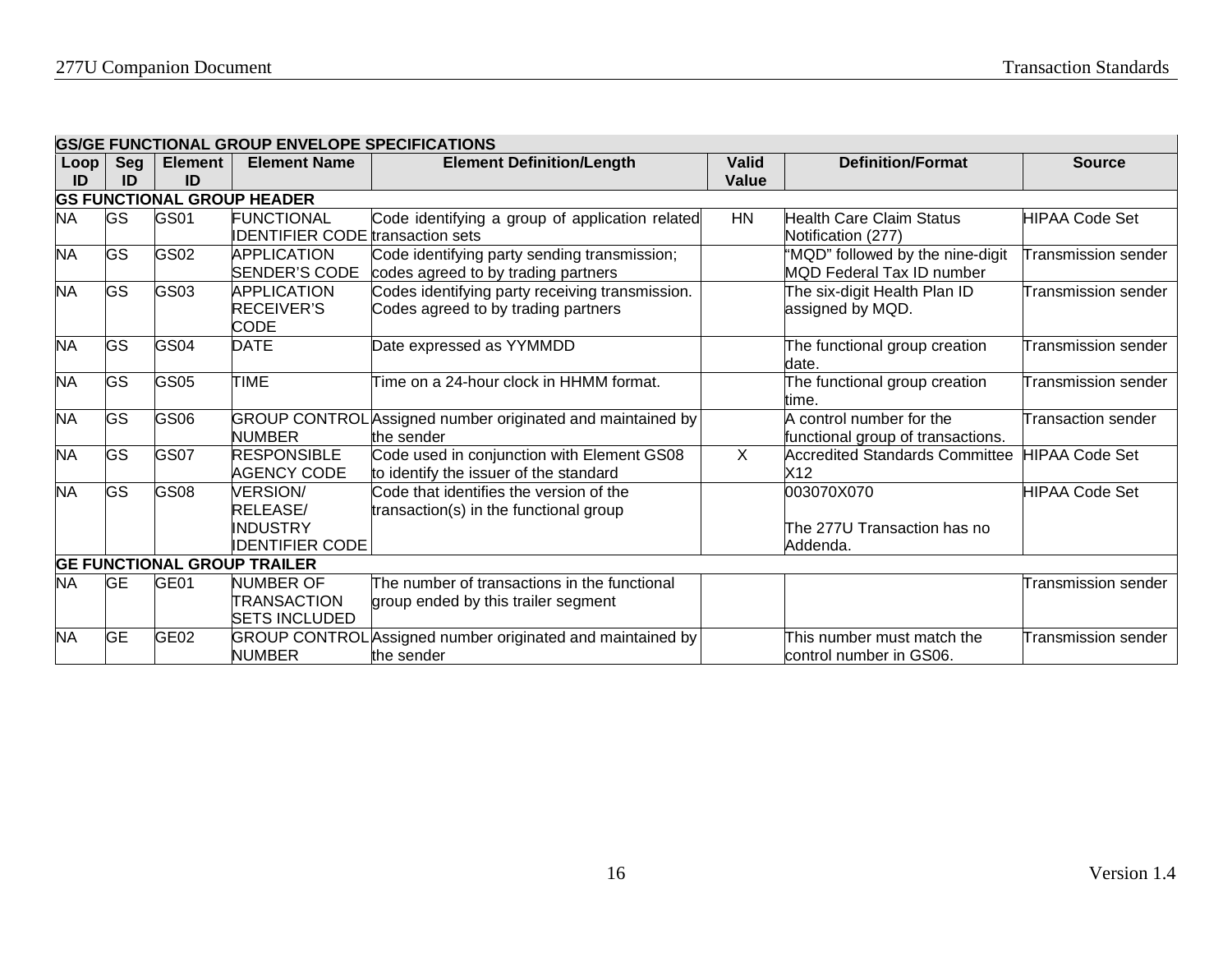| GS/GE FUNCTIONAL GROUP ENVELOPE SPECIFICATIONS | | | | | | | |
|---|---|---|---|---|---|---|---|
| **Loop ID** | **Seg ID** | **Element ID** | **Element Name** | **Element Definition/Length** | **Valid Value** | **Definition/Format** | **Source** |
| **GS FUNCTIONAL GROUP HEADER** | | | | | | | |
| NA | GS | GS01 | FUNCTIONAL IDENTIFIER CODE | Code identifying a group of application related transaction sets | HN | Health Care Claim Status Notification (277) | HIPAA Code Set |
| NA | GS | GS02 | APPLICATION SENDER'S CODE | Code identifying party sending transmission; codes agreed to by trading partners | | "MQD" followed by the nine-digit MQD Federal Tax ID number | Transmission sender |
| NA | GS | GS03 | APPLICATION RECEIVER'S CODE | Codes identifying party receiving transmission. Codes agreed to by trading partners | | The six-digit Health Plan ID assigned by MQD. | Transmission sender |
| NA | GS | GS04 | DATE | Date expressed as YYMMDD | | The functional group creation date. | Transmission sender |
| NA | GS | GS05 | TIME | Time on a 24-hour clock in HHMM format. | | The functional group creation time. | Transmission sender |
| NA | GS | GS06 | GROUP CONTROL NUMBER | Assigned number originated and maintained by the sender | | A control number for the functional group of transactions. | Transaction sender |
| NA | GS | GS07 | RESPONSIBLE AGENCY CODE | Code used in conjunction with Element GS08 to identify the issuer of the standard | X | Accredited Standards Committee X12 | HIPAA Code Set |
| NA | GS | GS08 | VERSION/ RELEASE/ INDUSTRY IDENTIFIER CODE | Code that identifies the version of the transaction(s) in the functional group | | 003070X070<br><br>The 277U Transaction has no Addenda. | HIPAA Code Set |
| **GE FUNCTIONAL GROUP TRAILER** | | | | | | | |
| NA | GE | GE01 | NUMBER OF TRANSACTION SETS INCLUDED | The number of transactions in the functional group ended by this trailer segment | | | Transmission sender |
| NA | GE | GE02 | GROUP CONTROL NUMBER | Assigned number originated and maintained by the sender | | This number must match the control number in GS06. | Transmission sender |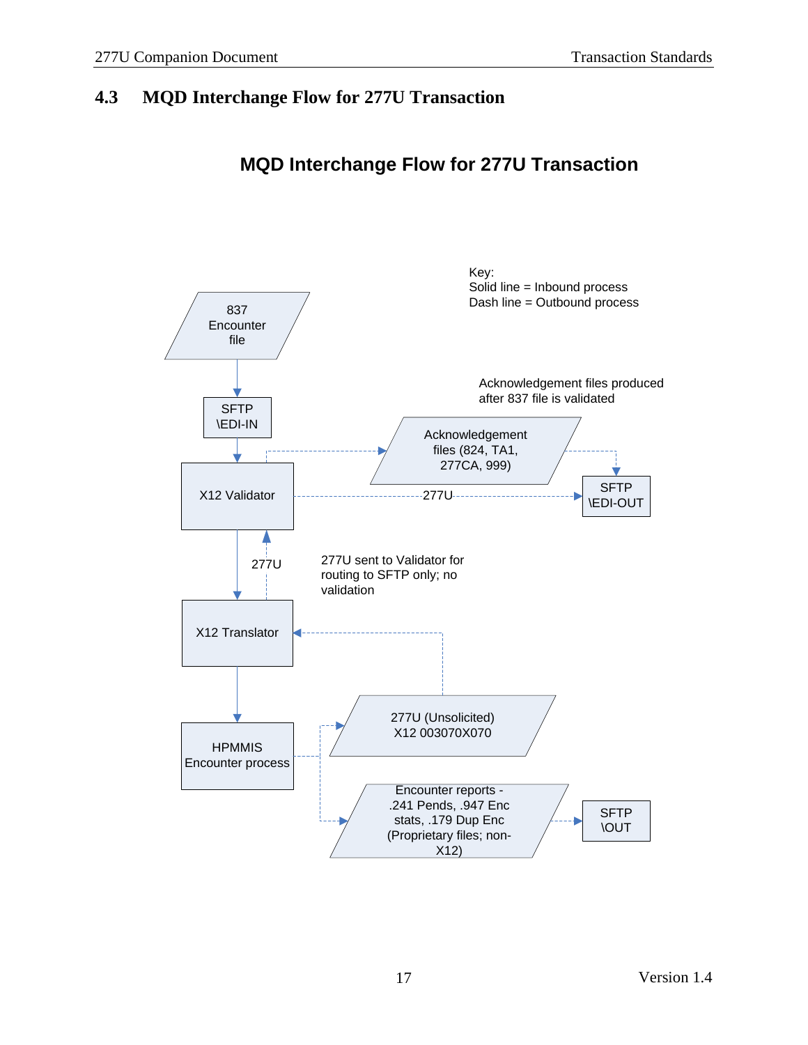## 4.3 MQD Interchange Flow for 277U Transaction

**MQD Interchange Flow for 277U Transaction**

Key:
Solid line = Inbound process
Dash line = Outbound process

837 Encounter file

SFTP \EDI-IN

X12 Validator

Acknowledgement files produced after 837 file is validated

Acknowledgement files (824, TA1, 277CA, 999)

277U

SFTP \EDI-OUT

277U

277U sent to Validator for routing to SFTP only; no validation

X12 Translator

HPMMIS Encounter process

277U (Unsolicited) X12 003070X070

Encounter reports - .241 Pends, .947 Enc stats, .179 Dup Enc (Proprietary files; non-X12)

SFTP \OUT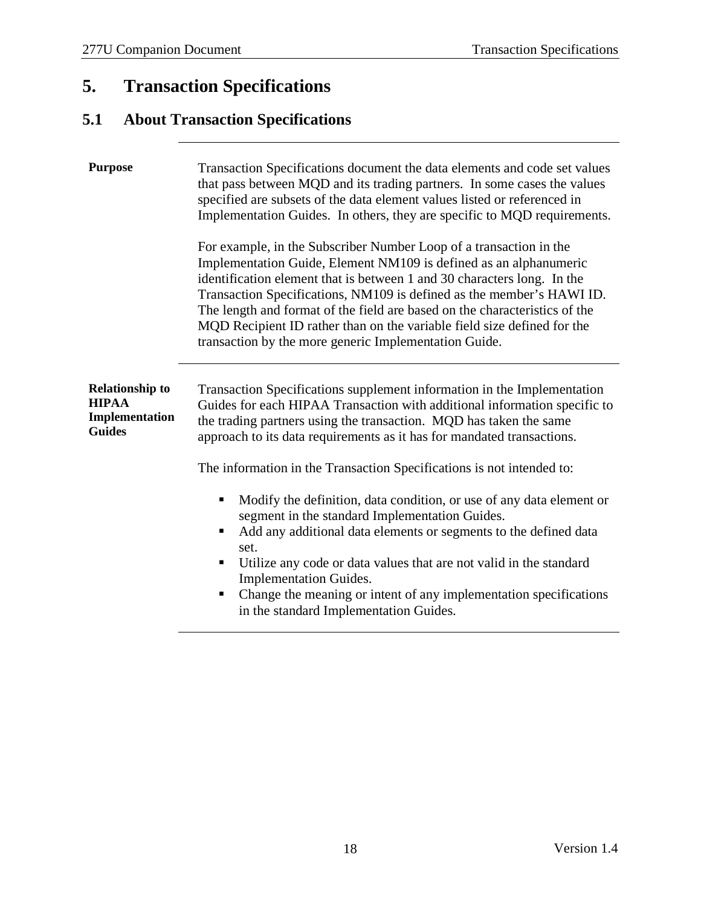# 5. Transaction Specifications

## 5.1 About Transaction Specifications

**Purpose**

Transaction Specifications document the data elements and code set values that pass between MQD and its trading partners. In some cases the values specified are subsets of the data element values listed or referenced in Implementation Guides. In others, they are specific to MQD requirements.

For example, in the Subscriber Number Loop of a transaction in the Implementation Guide, Element NM109 is defined as an alphanumeric identification element that is between 1 and 30 characters long. In the Transaction Specifications, NM109 is defined as the member's HAWI ID. The length and format of the field are based on the characteristics of the MQD Recipient ID rather than on the variable field size defined for the transaction by the more generic Implementation Guide.

**Relationship to HIPAA Implementation Guides**

Transaction Specifications supplement information in the Implementation Guides for each HIPAA Transaction with additional information specific to the trading partners using the transaction. MQD has taken the same approach to its data requirements as it has for mandated transactions.

The information in the Transaction Specifications is not intended to:

- Modify the definition, data condition, or use of any data element or segment in the standard Implementation Guides.
- Add any additional data elements or segments to the defined data set.
- Utilize any code or data values that are not valid in the standard Implementation Guides.
- Change the meaning or intent of any implementation specifications in the standard Implementation Guides.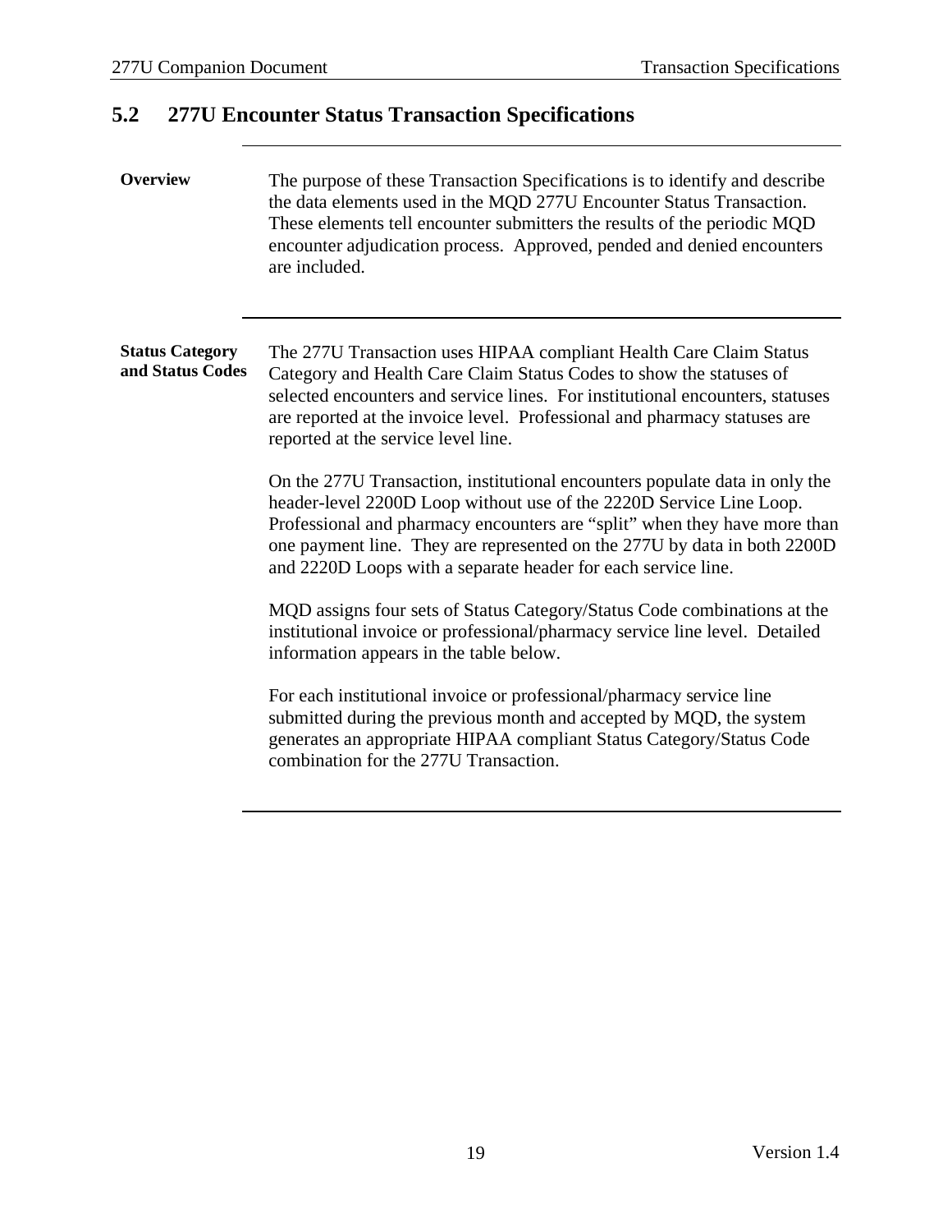## 5.2 277U Encounter Status Transaction Specifications

**Overview**

The purpose of these Transaction Specifications is to identify and describe the data elements used in the MQD 277U Encounter Status Transaction. These elements tell encounter submitters the results of the periodic MQD encounter adjudication process. Approved, pended and denied encounters are included.

**Status Category and Status Codes**

The 277U Transaction uses HIPAA compliant Health Care Claim Status Category and Health Care Claim Status Codes to show the statuses of selected encounters and service lines. For institutional encounters, statuses are reported at the invoice level. Professional and pharmacy statuses are reported at the service level line.

On the 277U Transaction, institutional encounters populate data in only the header-level 2200D Loop without use of the 2220D Service Line Loop. Professional and pharmacy encounters are "split" when they have more than one payment line. They are represented on the 277U by data in both 2200D and 2220D Loops with a separate header for each service line.

MQD assigns four sets of Status Category/Status Code combinations at the institutional invoice or professional/pharmacy service line level. Detailed information appears in the table below.

For each institutional invoice or professional/pharmacy service line submitted during the previous month and accepted by MQD, the system generates an appropriate HIPAA compliant Status Category/Status Code combination for the 277U Transaction.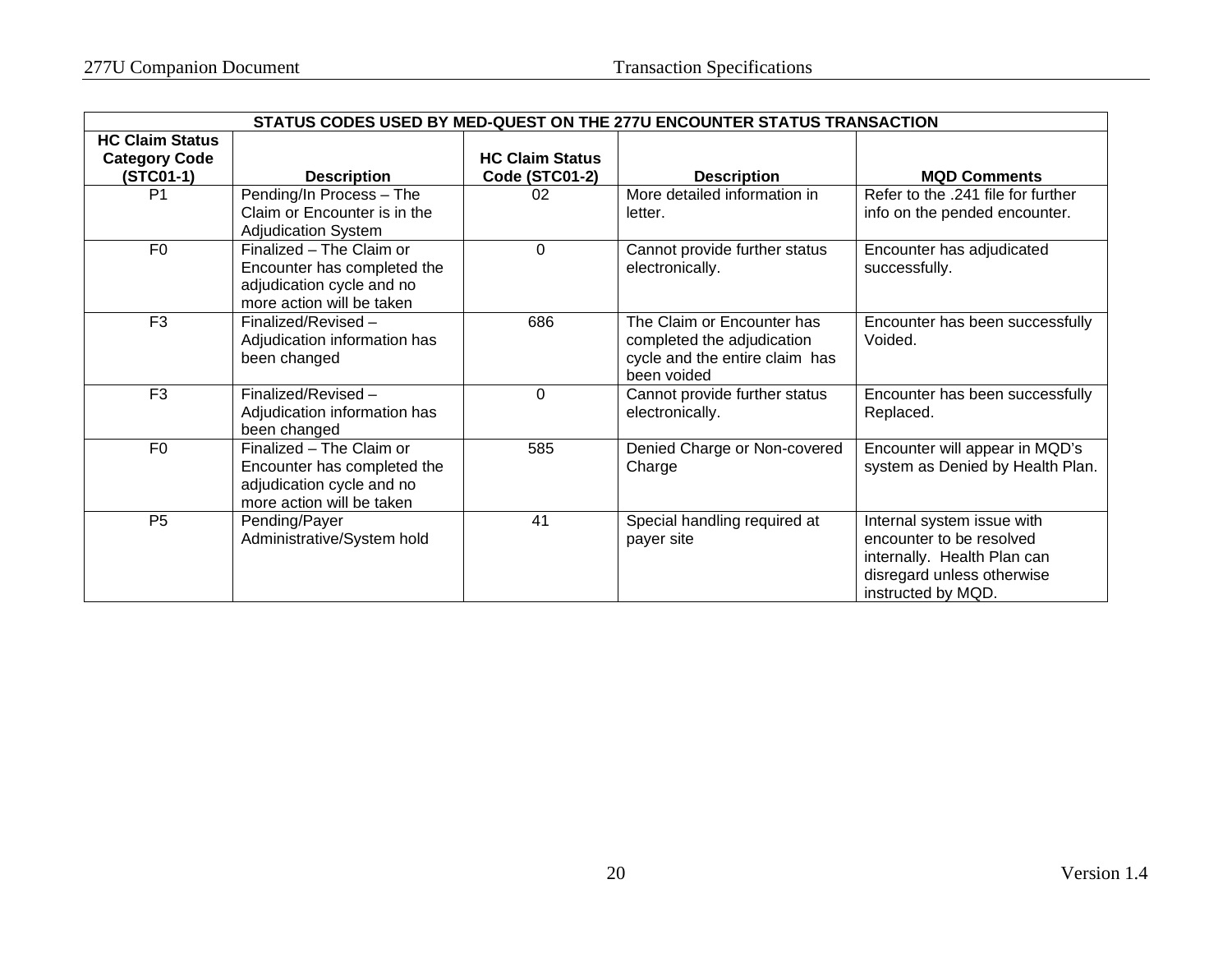| STATUS CODES USED BY MED-QUEST ON THE 277U ENCOUNTER STATUS TRANSACTION | | | | |
|---|---|---|---|---|
| **HC Claim Status Category Code (STC01-1)** | **Description** | **HC Claim Status Code (STC01-2)** | **Description** | **MQD Comments** |
| P1 | Pending/In Process – The Claim or Encounter is in the Adjudication System | 02 | More detailed information in letter. | Refer to the .241 file for further info on the pended encounter. |
| F0 | Finalized – The Claim or Encounter has completed the adjudication cycle and no more action will be taken | 0 | Cannot provide further status electronically. | Encounter has adjudicated successfully. |
| F3 | Finalized/Revised – Adjudication information has been changed | 686 | The Claim or Encounter has completed the adjudication cycle and the entire claim has been voided | Encounter has been successfully Voided. |
| F3 | Finalized/Revised – Adjudication information has been changed | 0 | Cannot provide further status electronically. | Encounter has been successfully Replaced. |
| F0 | Finalized – The Claim or Encounter has completed the adjudication cycle and no more action will be taken | 585 | Denied Charge or Non-covered Charge | Encounter will appear in MQD's system as Denied by Health Plan. |
| P5 | Pending/Payer Administrative/System hold | 41 | Special handling required at payer site | Internal system issue with encounter to be resolved internally. Health Plan can disregard unless otherwise instructed by MQD. |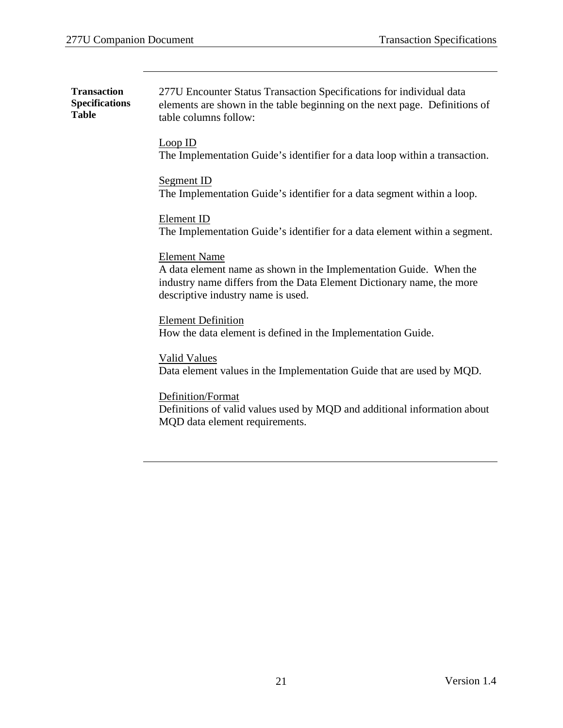**Transaction Specifications Table**

277U Encounter Status Transaction Specifications for individual data elements are shown in the table beginning on the next page. Definitions of table columns follow:

Loop ID
The Implementation Guide's identifier for a data loop within a transaction.

Segment ID
The Implementation Guide's identifier for a data segment within a loop.

Element ID
The Implementation Guide's identifier for a data element within a segment.

Element Name
A data element name as shown in the Implementation Guide. When the industry name differs from the Data Element Dictionary name, the more descriptive industry name is used.

Element Definition
How the data element is defined in the Implementation Guide.

Valid Values
Data element values in the Implementation Guide that are used by MQD.

Definition/Format
Definitions of valid values used by MQD and additional information about MQD data element requirements.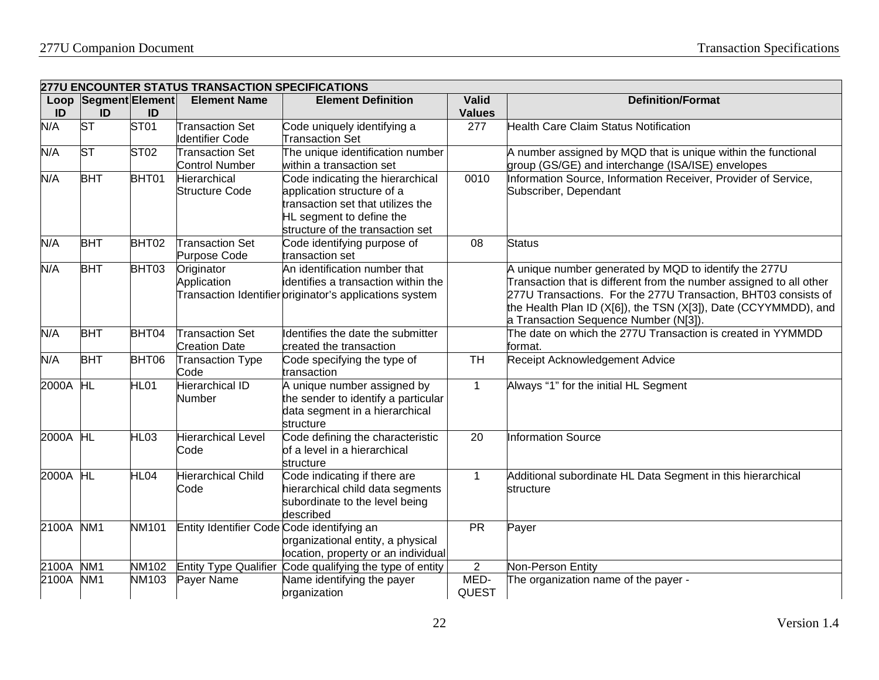| 277U ENCOUNTER STATUS TRANSACTION SPECIFICATIONS | | | | | | |
|---|---|---|---|---|---|---|
| Loop ID | Segment ID | Element ID | Element Name | Element Definition | Valid Values | Definition/Format |
| N/A | ST | ST01 | Transaction Set Identifier Code | Code uniquely identifying a Transaction Set | 277 | Health Care Claim Status Notification |
| N/A | ST | ST02 | Transaction Set Control Number | The unique identification number within a transaction set | | A number assigned by MQD that is unique within the functional group (GS/GE) and interchange (ISA/ISE) envelopes |
| N/A | BHT | BHT01 | Hierarchical Structure Code | Code indicating the hierarchical application structure of a transaction set that utilizes the HL segment to define the structure of the transaction set | 0010 | Information Source, Information Receiver, Provider of Service, Subscriber, Dependant |
| N/A | BHT | BHT02 | Transaction Set Purpose Code | Code identifying purpose of transaction set | 08 | Status |
| N/A | BHT | BHT03 | Originator Application Transaction Identifier | An identification number that identifies a transaction within the originator's applications system | | A unique number generated by MQD to identify the 277U Transaction that is different from the number assigned to all other 277U Transactions. For the 277U Transaction, BHT03 consists of the Health Plan ID (X[6]), the TSN (X[3]), Date (CCYYMMDD), and a Transaction Sequence Number (N[3]). |
| N/A | BHT | BHT04 | Transaction Set Creation Date | Identifies the date the submitter created the transaction | | The date on which the 277U Transaction is created in YYMMDD format. |
| N/A | BHT | BHT06 | Transaction Type Code | Code specifying the type of transaction | TH | Receipt Acknowledgement Advice |
| 2000A | HL | HL01 | Hierarchical ID Number | A unique number assigned by the sender to identify a particular data segment in a hierarchical structure | 1 | Always "1" for the initial HL Segment |
| 2000A | HL | HL03 | Hierarchical Level Code | Code defining the characteristic of a level in a hierarchical structure | 20 | Information Source |
| 2000A | HL | HL04 | Hierarchical Child Code | Code indicating if there are hierarchical child data segments subordinate to the level being described | 1 | Additional subordinate HL Data Segment in this hierarchical structure |
| 2100A | NM1 | NM101 | Entity Identifier Code | Code identifying an organizational entity, a physical location, property or an individual | PR | Payer |
| 2100A | NM1 | NM102 | Entity Type Qualifier | Code qualifying the type of entity | 2 | Non-Person Entity |
| 2100A | NM1 | NM103 | Payer Name | Name identifying the payer organization | MED-QUEST | The organization name of the payer - |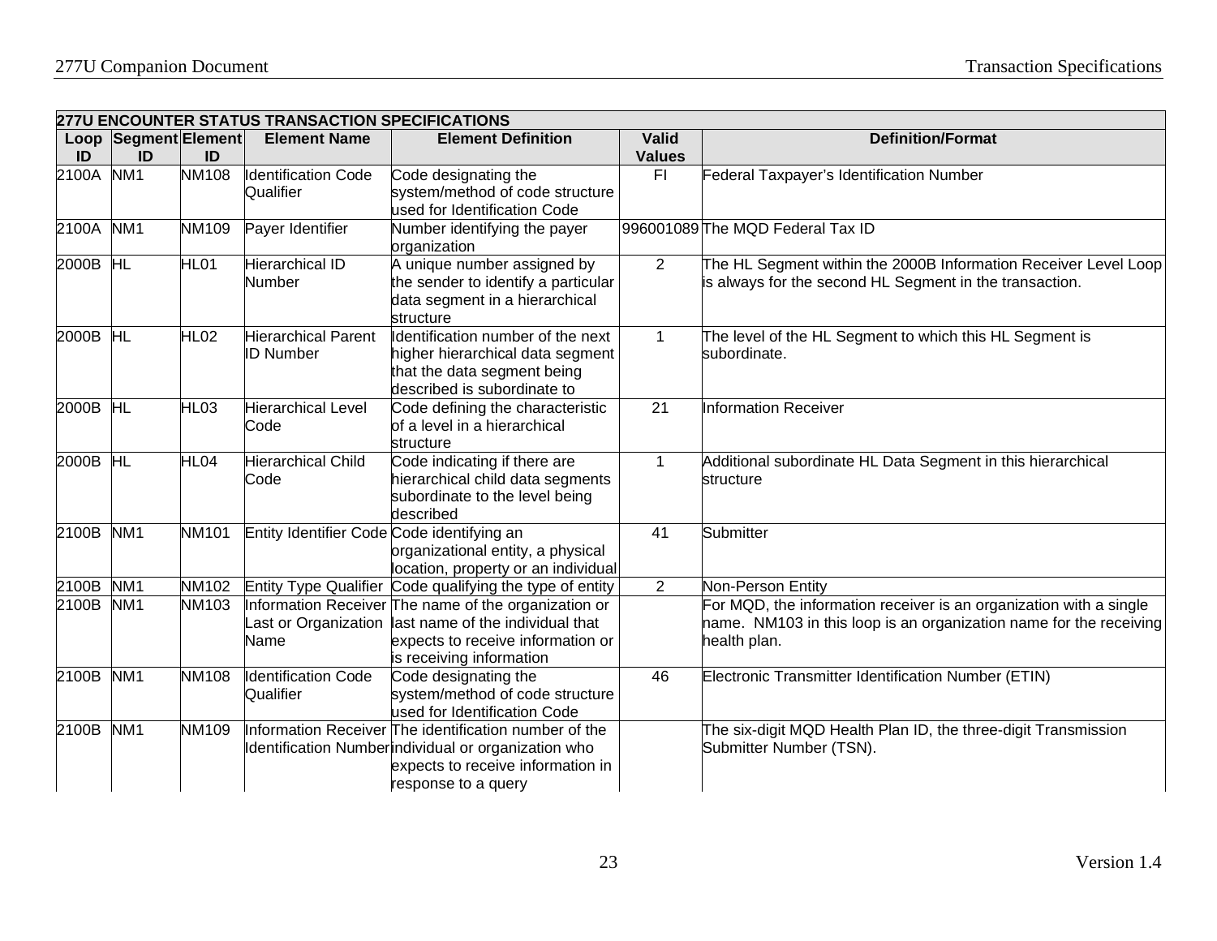| 277U ENCOUNTER STATUS TRANSACTION SPECIFICATIONS | | | | | | |
|---|---|---|---|---|---|---|
| **Loop ID** | **Segment ID** | **Element ID** | **Element Name** | **Element Definition** | **Valid Values** | **Definition/Format** |
| 2100A | NM1 | NM108 | Identification Code Qualifier | Code designating the system/method of code structure used for Identification Code | FI | Federal Taxpayer's Identification Number |
| 2100A | NM1 | NM109 | Payer Identifier | Number identifying the payer organization | 996001089 | The MQD Federal Tax ID |
| 2000B | HL | HL01 | Hierarchical ID Number | A unique number assigned by the sender to identify a particular data segment in a hierarchical structure | 2 | The HL Segment within the 2000B Information Receiver Level Loop is always for the second HL Segment in the transaction. |
| 2000B | HL | HL02 | Hierarchical Parent ID Number | Identification number of the next higher hierarchical data segment that the data segment being described is subordinate to | 1 | The level of the HL Segment to which this HL Segment is subordinate. |
| 2000B | HL | HL03 | Hierarchical Level Code | Code defining the characteristic of a level in a hierarchical structure | 21 | Information Receiver |
| 2000B | HL | HL04 | Hierarchical Child Code | Code indicating if there are hierarchical child data segments subordinate to the level being described | 1 | Additional subordinate HL Data Segment in this hierarchical structure |
| 2100B | NM1 | NM101 | Entity Identifier Code | Code identifying an organizational entity, a physical location, property or an individual | 41 | Submitter |
| 2100B | NM1 | NM102 | Entity Type Qualifier | Code qualifying the type of entity | 2 | Non-Person Entity |
| 2100B | NM1 | NM103 | Information Receiver Last or Organization Name | The name of the organization or last name of the individual that expects to receive information or is receiving information | | For MQD, the information receiver is an organization with a single name. NM103 in this loop is an organization name for the receiving health plan. |
| 2100B | NM1 | NM108 | Identification Code Qualifier | Code designating the system/method of code structure used for Identification Code | 46 | Electronic Transmitter Identification Number (ETIN) |
| 2100B | NM1 | NM109 | Information Receiver Identification Number | The identification number of the individual or organization who expects to receive information in response to a query | | The six-digit MQD Health Plan ID, the three-digit Transmission Submitter Number (TSN). |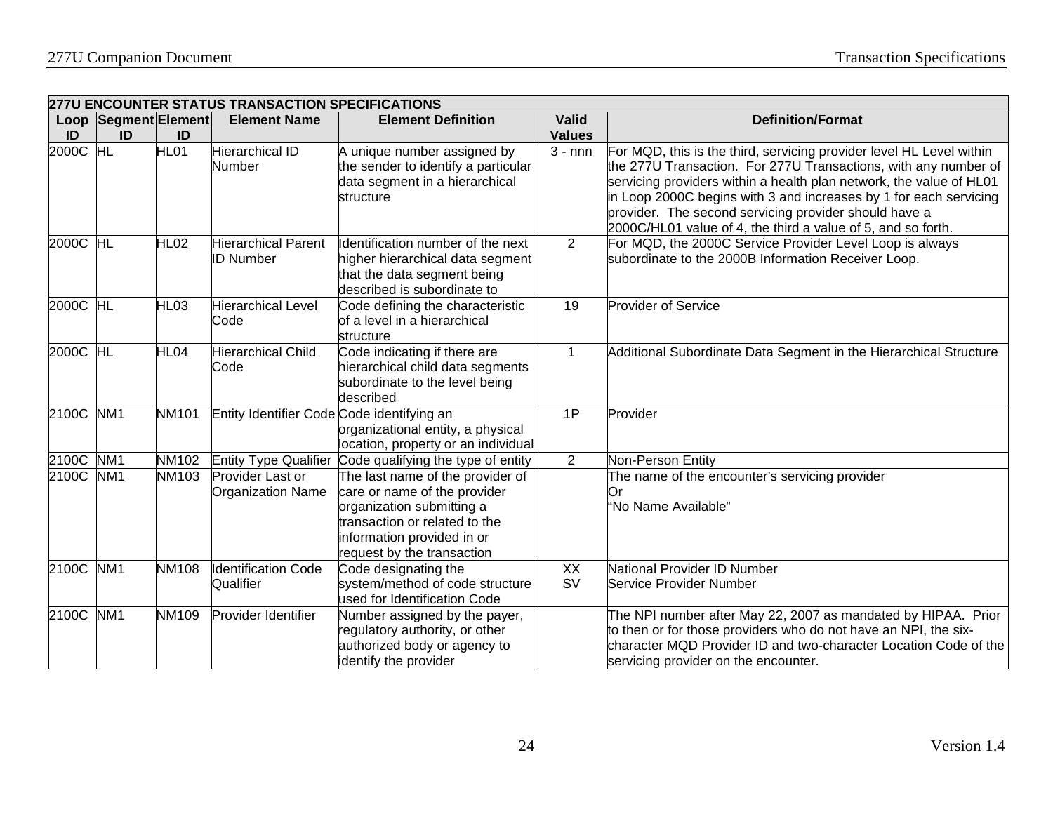| 277U ENCOUNTER STATUS TRANSACTION SPECIFICATIONS | | | | | | |
|---|---|---|---|---|---|---|
| Loop ID | Segment ID | Element ID | Element Name | Element Definition | Valid Values | Definition/Format |
| 2000C | HL | HL01 | Hierarchical ID Number | A unique number assigned by the sender to identify a particular data segment in a hierarchical structure | 3 - nnn | For MQD, this is the third, servicing provider level HL Level within the 277U Transaction. For 277U Transactions, with any number of servicing providers within a health plan network, the value of HL01 in Loop 2000C begins with 3 and increases by 1 for each servicing provider. The second servicing provider should have a 2000C/HL01 value of 4, the third a value of 5, and so forth. |
| 2000C | HL | HL02 | Hierarchical Parent ID Number | Identification number of the next higher hierarchical data segment that the data segment being described is subordinate to | 2 | For MQD, the 2000C Service Provider Level Loop is always subordinate to the 2000B Information Receiver Loop. |
| 2000C | HL | HL03 | Hierarchical Level Code | Code defining the characteristic of a level in a hierarchical structure | 19 | Provider of Service |
| 2000C | HL | HL04 | Hierarchical Child Code | Code indicating if there are hierarchical child data segments subordinate to the level being described | 1 | Additional Subordinate Data Segment in the Hierarchical Structure |
| 2100C | NM1 | NM101 | Entity Identifier Code | Code identifying an organizational entity, a physical location, property or an individual | 1P | Provider |
| 2100C | NM1 | NM102 | Entity Type Qualifier | Code qualifying the type of entity | 2 | Non-Person Entity |
| 2100C | NM1 | NM103 | Provider Last or Organization Name | The last name of the provider of care or name of the provider organization submitting a transaction or related to the information provided in or request by the transaction | | The name of the encounter's servicing provider<br>Or<br>"No Name Available" |
| 2100C | NM1 | NM108 | Identification Code Qualifier | Code designating the system/method of code structure used for Identification Code | XX<br>SV | National Provider ID Number<br>Service Provider Number |
| 2100C | NM1 | NM109 | Provider Identifier | Number assigned by the payer, regulatory authority, or other authorized body or agency to identify the provider | | The NPI number after May 22, 2007 as mandated by HIPAA. Prior to then or for those providers who do not have an NPI, the six-character MQD Provider ID and two-character Location Code of the servicing provider on the encounter. |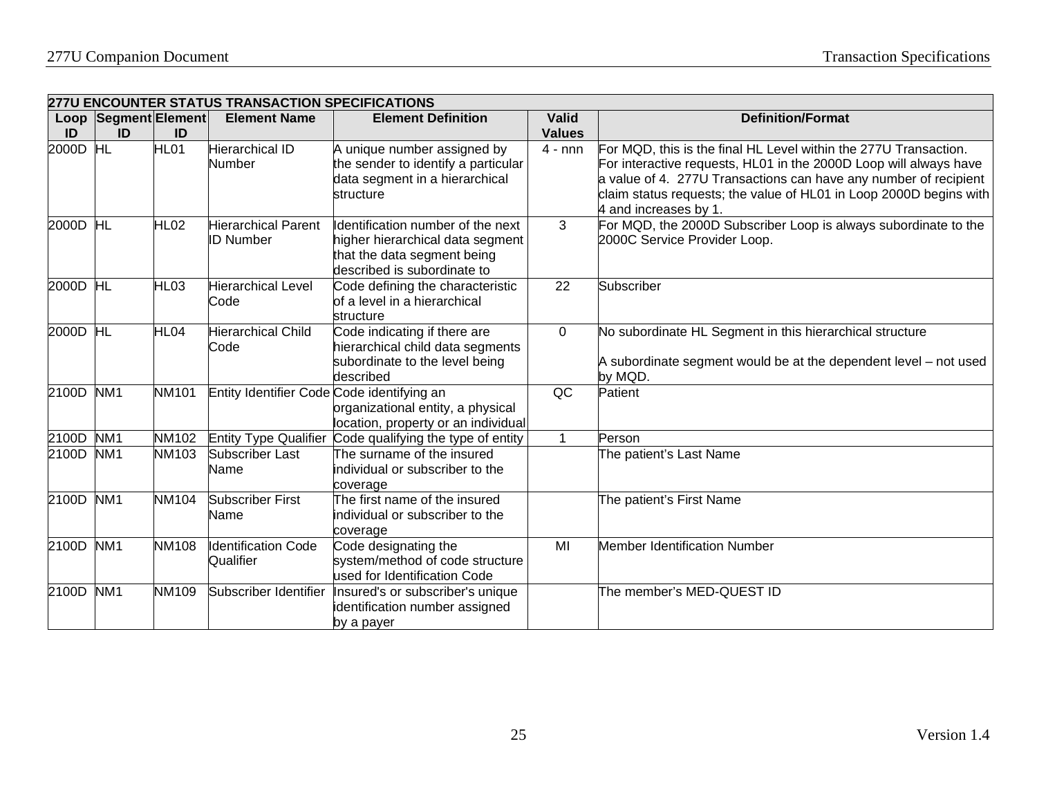| 277U ENCOUNTER STATUS TRANSACTION SPECIFICATIONS | | | | | | |
|---|---|---|---|---|---|---|
| Loop ID | Segment ID | Element ID | Element Name | Element Definition | Valid Values | Definition/Format |
| 2000D | HL | HL01 | Hierarchical ID Number | A unique number assigned by the sender to identify a particular data segment in a hierarchical structure | 4 - nnn | For MQD, this is the final HL Level within the 277U Transaction. For interactive requests, HL01 in the 2000D Loop will always have a value of 4. 277U Transactions can have any number of recipient claim status requests; the value of HL01 in Loop 2000D begins with 4 and increases by 1. |
| 2000D | HL | HL02 | Hierarchical Parent ID Number | Identification number of the next higher hierarchical data segment that the data segment being described is subordinate to | 3 | For MQD, the 2000D Subscriber Loop is always subordinate to the 2000C Service Provider Loop. |
| 2000D | HL | HL03 | Hierarchical Level Code | Code defining the characteristic of a level in a hierarchical structure | 22 | Subscriber |
| 2000D | HL | HL04 | Hierarchical Child Code | Code indicating if there are hierarchical child data segments subordinate to the level being described | 0 | No subordinate HL Segment in this hierarchical structure<br><br>A subordinate segment would be at the dependent level – not used by MQD. |
| 2100D | NM1 | NM101 | Entity Identifier Code | Code identifying an organizational entity, a physical location, property or an individual | QC | Patient |
| 2100D | NM1 | NM102 | Entity Type Qualifier | Code qualifying the type of entity | 1 | Person |
| 2100D | NM1 | NM103 | Subscriber Last Name | The surname of the insured individual or subscriber to the coverage | | The patient's Last Name |
| 2100D | NM1 | NM104 | Subscriber First Name | The first name of the insured individual or subscriber to the coverage | | The patient's First Name |
| 2100D | NM1 | NM108 | Identification Code Qualifier | Code designating the system/method of code structure used for Identification Code | MI | Member Identification Number |
| 2100D | NM1 | NM109 | Subscriber Identifier | Insured's or subscriber's unique identification number assigned by a payer | | The member's MED-QUEST ID |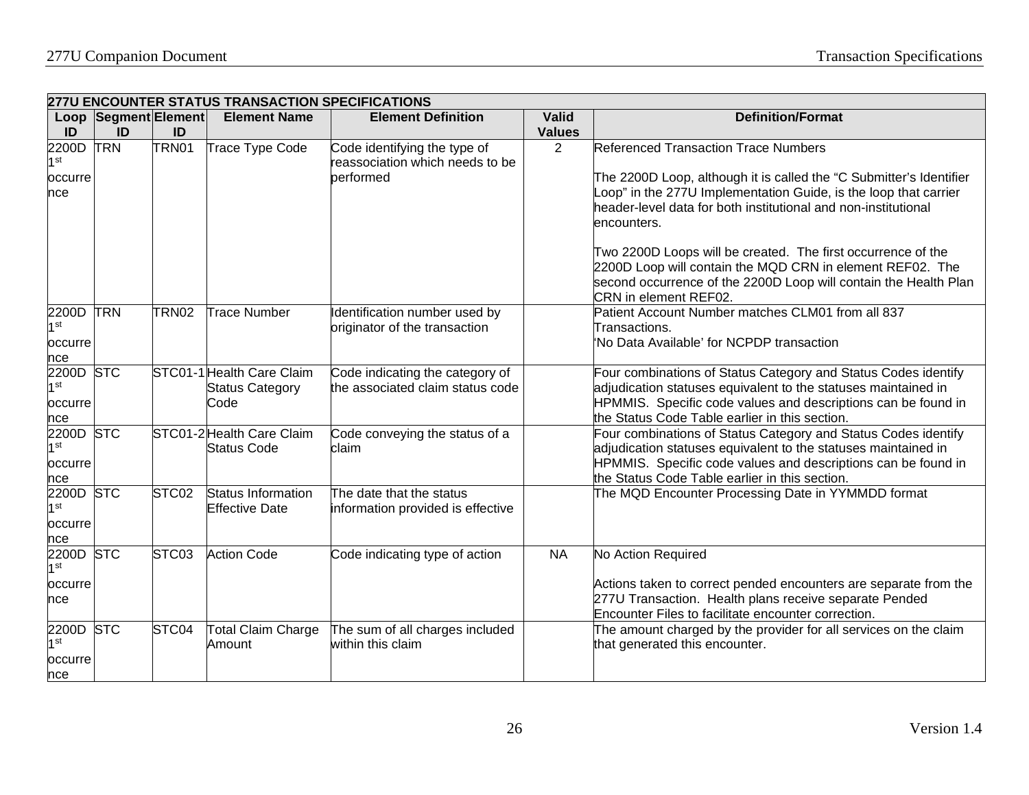| 277U ENCOUNTER STATUS TRANSACTION SPECIFICATIONS | | | | | | |
|---|---|---|---|---|---|---|
| Loop ID | Segment ID | Element ID | Element Name | Element Definition | Valid Values | Definition/Format |
| 2200D 1st occurrence | TRN | TRN01 | Trace Type Code | Code identifying the type of reassociation which needs to be performed | 2 | Referenced Transaction Trace Numbers<br><br>The 2200D Loop, although it is called the "C Submitter's Identifier Loop" in the 277U Implementation Guide, is the loop that carrier header-level data for both institutional and non-institutional encounters.<br><br>Two 2200D Loops will be created. The first occurrence of the 2200D Loop will contain the MQD CRN in element REF02. The second occurrence of the 2200D Loop will contain the Health Plan CRN in element REF02. |
| 2200D 1st occurrence | TRN | TRN02 | Trace Number | Identification number used by originator of the transaction | | Patient Account Number matches CLM01 from all 837 Transactions.<br>'No Data Available' for NCPDP transaction |
| 2200D 1st occurrence | STC | STC01-1 | Health Care Claim Status Category Code | Code indicating the category of the associated claim status code | | Four combinations of Status Category and Status Codes identify adjudication statuses equivalent to the statuses maintained in HPMMIS. Specific code values and descriptions can be found in the Status Code Table earlier in this section. |
| 2200D 1st occurrence | STC | STC01-2 | Health Care Claim Status Code | Code conveying the status of a claim | | Four combinations of Status Category and Status Codes identify adjudication statuses equivalent to the statuses maintained in HPMMIS. Specific code values and descriptions can be found in the Status Code Table earlier in this section. |
| 2200D 1st occurrence | STC | STC02 | Status Information Effective Date | The date that the status information provided is effective | | The MQD Encounter Processing Date in YYMMDD format |
| 2200D 1st occurrence | STC | STC03 | Action Code | Code indicating type of action | NA | No Action Required<br><br>Actions taken to correct pended encounters are separate from the 277U Transaction. Health plans receive separate Pended Encounter Files to facilitate encounter correction. |
| 2200D 1st occurrence | STC | STC04 | Total Claim Charge Amount | The sum of all charges included within this claim | | The amount charged by the provider for all services on the claim that generated this encounter. |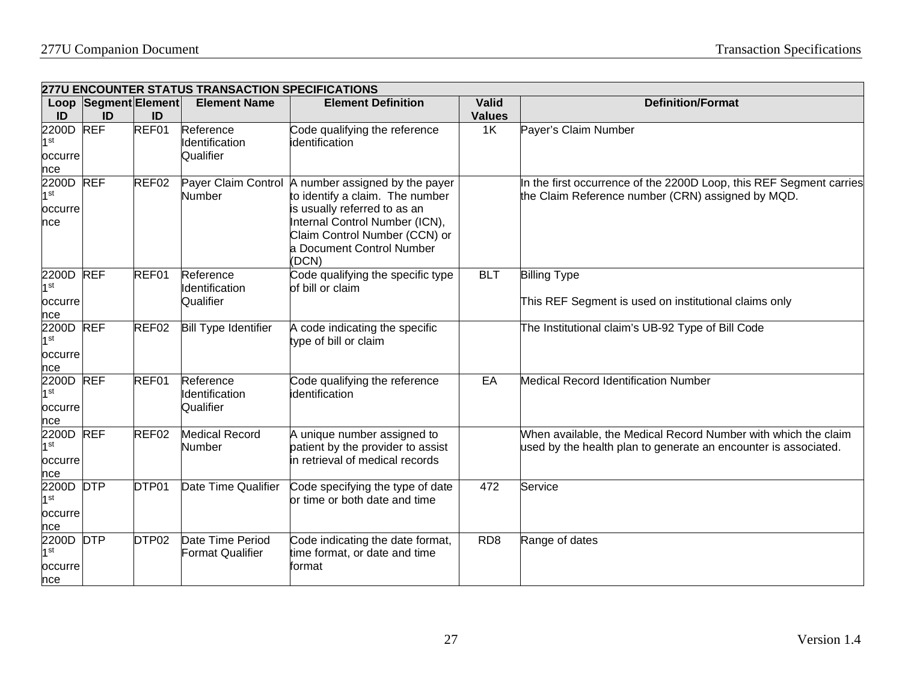| 277U ENCOUNTER STATUS TRANSACTION SPECIFICATIONS | | | | | | |
|---|---|---|---|---|---|---|
| **Loop ID** | **Segment ID** | **Element ID** | **Element Name** | **Element Definition** | **Valid Values** | **Definition/Format** |
| 2200D 1st occurrence | REF | REF01 | Reference Identification Qualifier | Code qualifying the reference identification | 1K | Payer's Claim Number |
| 2200D 1st occurrence | REF | REF02 | Payer Claim Control Number | A number assigned by the payer to identify a claim. The number is usually referred to as an Internal Control Number (ICN), Claim Control Number (CCN) or a Document Control Number (DCN) | | In the first occurrence of the 2200D Loop, this REF Segment carries the Claim Reference number (CRN) assigned by MQD. |
| 2200D 1st occurrence | REF | REF01 | Reference Identification Qualifier | Code qualifying the specific type of bill or claim | BLT | Billing Type<br><br>This REF Segment is used on institutional claims only |
| 2200D 1st occurrence | REF | REF02 | Bill Type Identifier | A code indicating the specific type of bill or claim | | The Institutional claim's UB-92 Type of Bill Code |
| 2200D 1st occurrence | REF | REF01 | Reference Identification Qualifier | Code qualifying the reference identification | EA | Medical Record Identification Number |
| 2200D 1st occurrence | REF | REF02 | Medical Record Number | A unique number assigned to patient by the provider to assist in retrieval of medical records | | When available, the Medical Record Number with which the claim used by the health plan to generate an encounter is associated. |
| 2200D 1st occurrence | DTP | DTP01 | Date Time Qualifier | Code specifying the type of date or time or both date and time | 472 | Service |
| 2200D 1st occurrence | DTP | DTP02 | Date Time Period Format Qualifier | Code indicating the date format, time format, or date and time format | RD8 | Range of dates |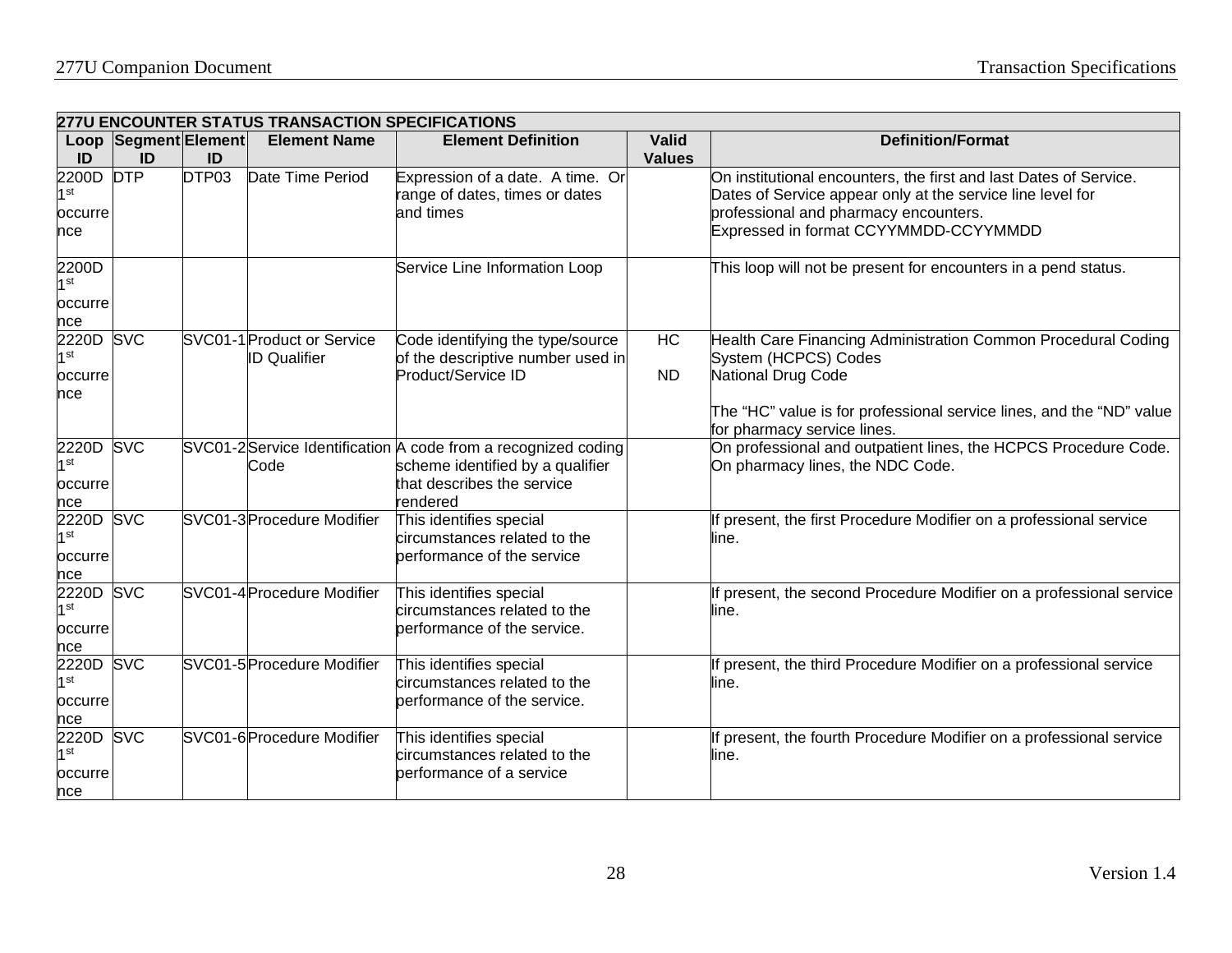| 277U ENCOUNTER STATUS TRANSACTION SPECIFICATIONS | | | | | | |
|---|---|---|---|---|---|---|
| **Loop ID** | **Segment ID** | **Element ID** | **Element Name** | **Element Definition** | **Valid Values** | **Definition/Format** |
| 2200D 1st occurrence | DTP | DTP03 | Date Time Period | Expression of a date. A time. Or range of dates, times or dates and times | | On institutional encounters, the first and last Dates of Service. Dates of Service appear only at the service line level for professional and pharmacy encounters. Expressed in format CCYYMMDD-CCYYMMDD |
| 2200D 1st occurrence | | | | Service Line Information Loop | | This loop will not be present for encounters in a pend status. |
| 2220D 1st occurrence | SVC | SVC01-1 | Product or Service ID Qualifier | Code identifying the type/source of the descriptive number used in Product/Service ID | HC<br>ND | Health Care Financing Administration Common Procedural Coding System (HCPCS) Codes<br>National Drug Code<br><br>The "HC" value is for professional service lines, and the "ND" value for pharmacy service lines. |
| 2220D 1st occurrence | SVC | SVC01-2 | Service Identification Code | A code from a recognized coding scheme identified by a qualifier that describes the service rendered | | On professional and outpatient lines, the HCPCS Procedure Code. On pharmacy lines, the NDC Code. |
| 2220D 1st occurrence | SVC | SVC01-3 | Procedure Modifier | This identifies special circumstances related to the performance of the service | | If present, the first Procedure Modifier on a professional service line. |
| 2220D 1st occurrence | SVC | SVC01-4 | Procedure Modifier | This identifies special circumstances related to the performance of the service. | | If present, the second Procedure Modifier on a professional service line. |
| 2220D 1st occurrence | SVC | SVC01-5 | Procedure Modifier | This identifies special circumstances related to the performance of the service. | | If present, the third Procedure Modifier on a professional service line. |
| 2220D 1st occurrence | SVC | SVC01-6 | Procedure Modifier | This identifies special circumstances related to the performance of a service | | If present, the fourth Procedure Modifier on a professional service line. |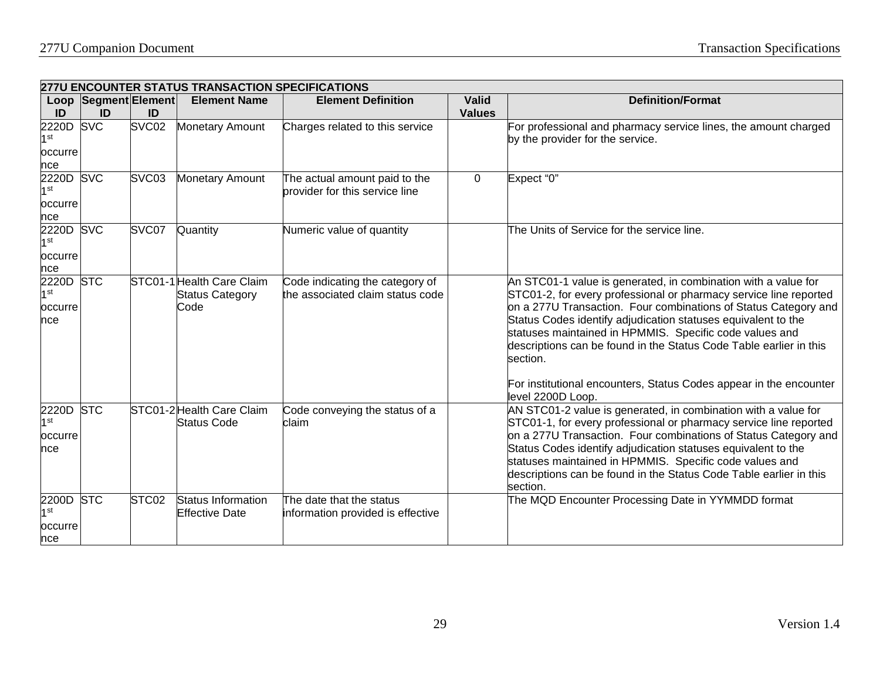| 277U ENCOUNTER STATUS TRANSACTION SPECIFICATIONS | | | | | | |
|---|---|---|---|---|---|---|
| Loop ID | Segment ID | Element ID | Element Name | Element Definition | Valid Values | Definition/Format |
| 2220D 1st occurrence | SVC | SVC02 | Monetary Amount | Charges related to this service | | For professional and pharmacy service lines, the amount charged by the provider for the service. |
| 2220D 1st occurrence | SVC | SVC03 | Monetary Amount | The actual amount paid to the provider for this service line | 0 | Expect “0” |
| 2220D 1st occurrence | SVC | SVC07 | Quantity | Numeric value of quantity | | The Units of Service for the service line. |
| 2220D 1st occurrence | STC | STC01-1 | Health Care Claim Status Category Code | Code indicating the category of the associated claim status code | | An STC01-1 value is generated, in combination with a value for STC01-2, for every professional or pharmacy service line reported on a 277U Transaction. Four combinations of Status Category and Status Codes identify adjudication statuses equivalent to the statuses maintained in HPMMIS. Specific code values and descriptions can be found in the Status Code Table earlier in this section.<br><br>For institutional encounters, Status Codes appear in the encounter level 2200D Loop. |
| 2220D 1st occurrence | STC | STC01-2 | Health Care Claim Status Code | Code conveying the status of a claim | | AN STC01-2 value is generated, in combination with a value for STC01-1, for every professional or pharmacy service line reported on a 277U Transaction. Four combinations of Status Category and Status Codes identify adjudication statuses equivalent to the statuses maintained in HPMMIS. Specific code values and descriptions can be found in the Status Code Table earlier in this section. |
| 2200D 1st occurrence | STC | STC02 | Status Information Effective Date | The date that the status information provided is effective | | The MQD Encounter Processing Date in YYMMDD format |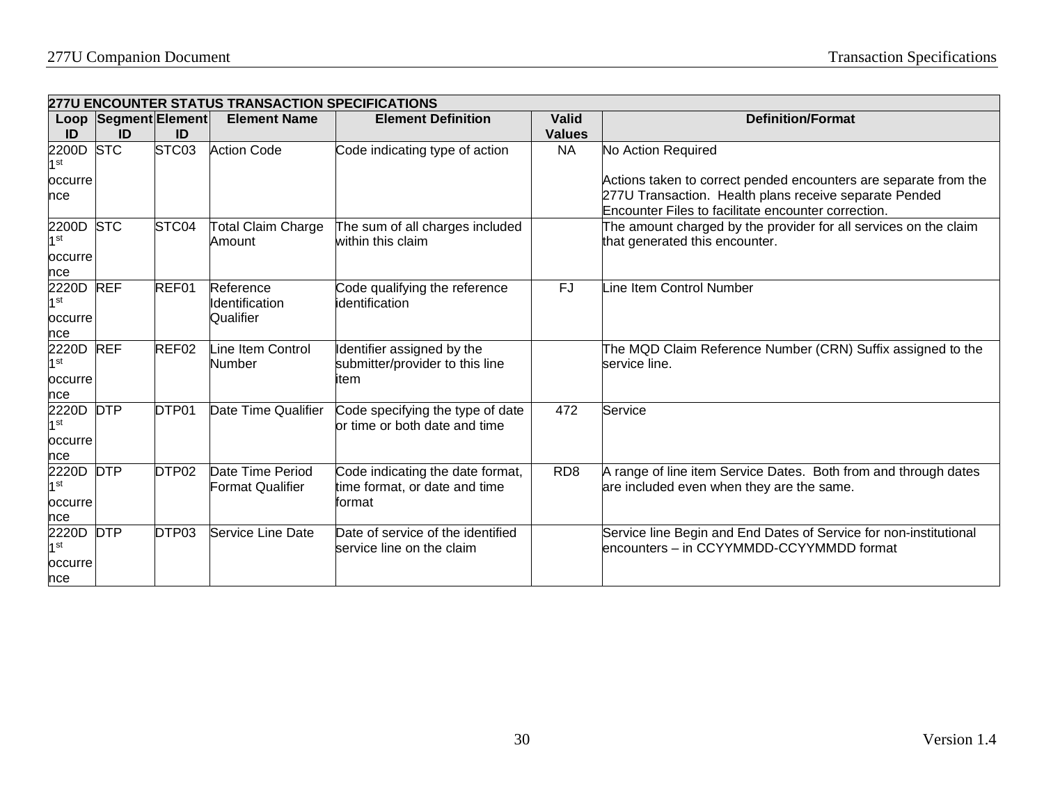| 277U ENCOUNTER STATUS TRANSACTION SPECIFICATIONS | | | | | | |
|---|---|---|---|---|---|---|
| Loop ID | Segment ID | Element ID | Element Name | Element Definition | Valid Values | Definition/Format |
| 2200D 1st occurrence | STC | STC03 | Action Code | Code indicating type of action | NA | No Action Required<br><br>Actions taken to correct pended encounters are separate from the 277U Transaction. Health plans receive separate Pended Encounter Files to facilitate encounter correction. |
| 2200D 1st occurrence | STC | STC04 | Total Claim Charge Amount | The sum of all charges included within this claim | | The amount charged by the provider for all services on the claim that generated this encounter. |
| 2220D 1st occurrence | REF | REF01 | Reference Identification Qualifier | Code qualifying the reference identification | FJ | Line Item Control Number |
| 2220D 1st occurrence | REF | REF02 | Line Item Control Number | Identifier assigned by the submitter/provider to this line item | | The MQD Claim Reference Number (CRN) Suffix assigned to the service line. |
| 2220D 1st occurrence | DTP | DTP01 | Date Time Qualifier | Code specifying the type of date or time or both date and time | 472 | Service |
| 2220D 1st occurrence | DTP | DTP02 | Date Time Period Format Qualifier | Code indicating the date format, time format, or date and time format | RD8 | A range of line item Service Dates. Both from and through dates are included even when they are the same. |
| 2220D 1st occurrence | DTP | DTP03 | Service Line Date | Date of service of the identified service line on the claim | | Service line Begin and End Dates of Service for non-institutional encounters – in CCYYMMDD-CCYYMMDD format |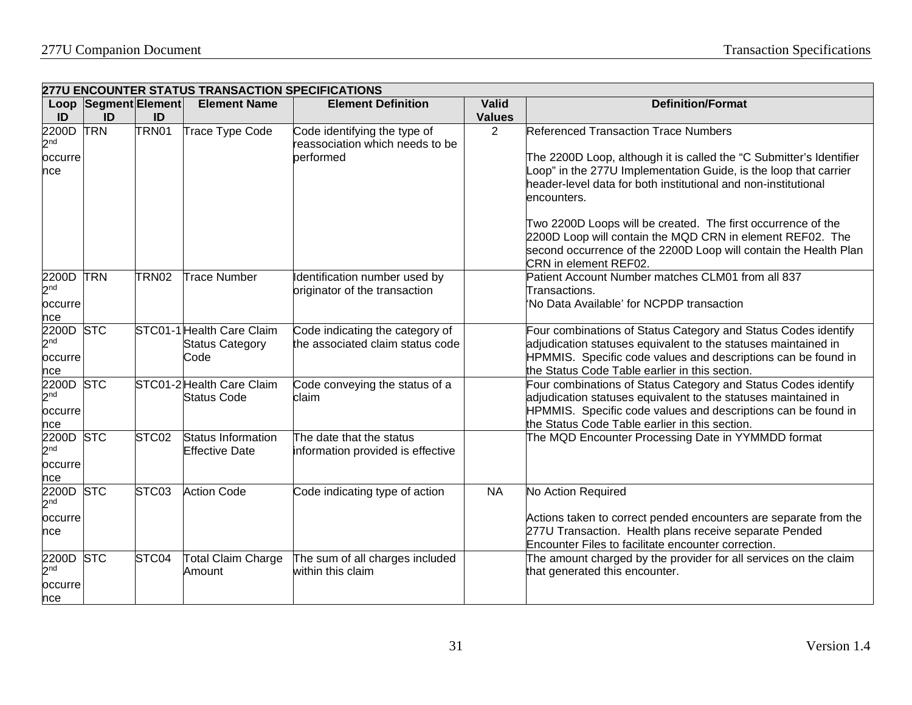| 277U ENCOUNTER STATUS TRANSACTION SPECIFICATIONS | | | | | | |
|---|---|---|---|---|---|---|
| **Loop ID** | **Segment ID** | **Element ID** | **Element Name** | **Element Definition** | **Valid Values** | **Definition/Format** |
| 2200D 2nd occurrence | TRN | TRN01 | Trace Type Code | Code identifying the type of reassociation which needs to be performed | 2 | Referenced Transaction Trace Numbers<br><br>The 2200D Loop, although it is called the "C Submitter's Identifier Loop" in the 277U Implementation Guide, is the loop that carrier header-level data for both institutional and non-institutional encounters.<br><br>Two 2200D Loops will be created. The first occurrence of the 2200D Loop will contain the MQD CRN in element REF02. The second occurrence of the 2200D Loop will contain the Health Plan CRN in element REF02. |
| 2200D 2nd occurrence | TRN | TRN02 | Trace Number | Identification number used by originator of the transaction | | Patient Account Number matches CLM01 from all 837 Transactions.<br>'No Data Available' for NCPDP transaction |
| 2200D 2nd occurrence | STC | STC01-1 | Health Care Claim Status Category Code | Code indicating the category of the associated claim status code | | Four combinations of Status Category and Status Codes identify adjudication statuses equivalent to the statuses maintained in HPMMIS. Specific code values and descriptions can be found in the Status Code Table earlier in this section. |
| 2200D 2nd occurrence | STC | STC01-2 | Health Care Claim Status Code | Code conveying the status of a claim | | Four combinations of Status Category and Status Codes identify adjudication statuses equivalent to the statuses maintained in HPMMIS. Specific code values and descriptions can be found in the Status Code Table earlier in this section. |
| 2200D 2nd occurrence | STC | STC02 | Status Information Effective Date | The date that the status information provided is effective | | The MQD Encounter Processing Date in YYMMDD format |
| 2200D 2nd occurrence | STC | STC03 | Action Code | Code indicating type of action | NA | No Action Required<br><br>Actions taken to correct pended encounters are separate from the 277U Transaction. Health plans receive separate Pended Encounter Files to facilitate encounter correction. |
| 2200D 2nd occurrence | STC | STC04 | Total Claim Charge Amount | The sum of all charges included within this claim | | The amount charged by the provider for all services on the claim that generated this encounter. |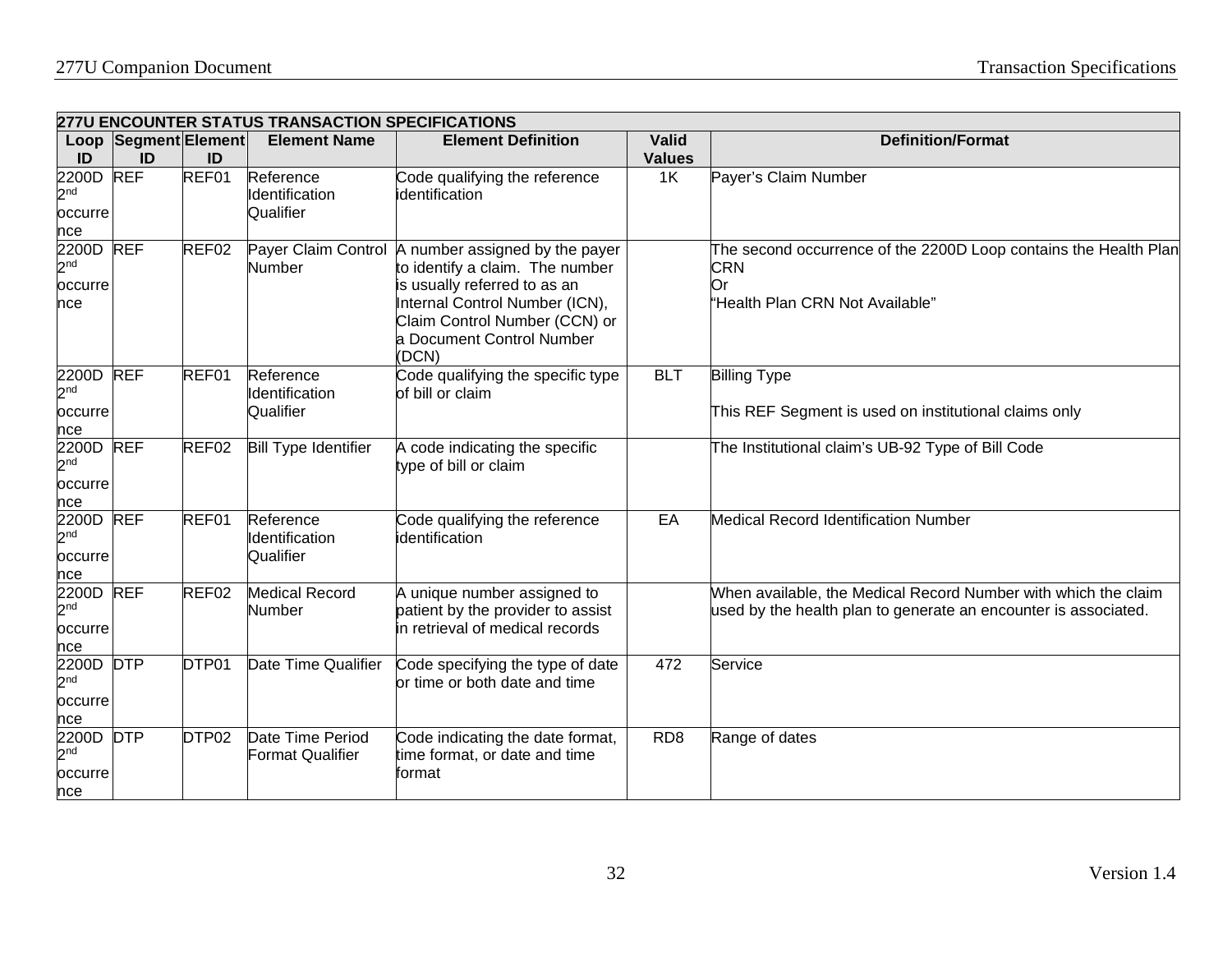| 277U ENCOUNTER STATUS TRANSACTION SPECIFICATIONS | | | | | | |
|---|---|---|---|---|---|---|
| Loop ID | Segment ID | Element ID | Element Name | Element Definition | Valid Values | Definition/Format |
| 2200D 2nd occurrence | REF | REF01 | Reference Identification Qualifier | Code qualifying the reference identification | 1K | Payer's Claim Number |
| 2200D 2nd occurrence | REF | REF02 | Payer Claim Control Number | A number assigned by the payer to identify a claim. The number is usually referred to as an Internal Control Number (ICN), Claim Control Number (CCN) or a Document Control Number (DCN) | | The second occurrence of the 2200D Loop contains the Health Plan CRN<br>Or<br>"Health Plan CRN Not Available" |
| 2200D 2nd occurrence | REF | REF01 | Reference Identification Qualifier | Code qualifying the specific type of bill or claim | BLT | Billing Type<br><br>This REF Segment is used on institutional claims only |
| 2200D 2nd occurrence | REF | REF02 | Bill Type Identifier | A code indicating the specific type of bill or claim | | The Institutional claim's UB-92 Type of Bill Code |
| 2200D 2nd occurrence | REF | REF01 | Reference Identification Qualifier | Code qualifying the reference identification | EA | Medical Record Identification Number |
| 2200D 2nd occurrence | REF | REF02 | Medical Record Number | A unique number assigned to patient by the provider to assist in retrieval of medical records | | When available, the Medical Record Number with which the claim used by the health plan to generate an encounter is associated. |
| 2200D 2nd occurrence | DTP | DTP01 | Date Time Qualifier | Code specifying the type of date or time or both date and time | 472 | Service |
| 2200D 2nd occurrence | DTP | DTP02 | Date Time Period Format Qualifier | Code indicating the date format, time format, or date and time format | RD8 | Range of dates |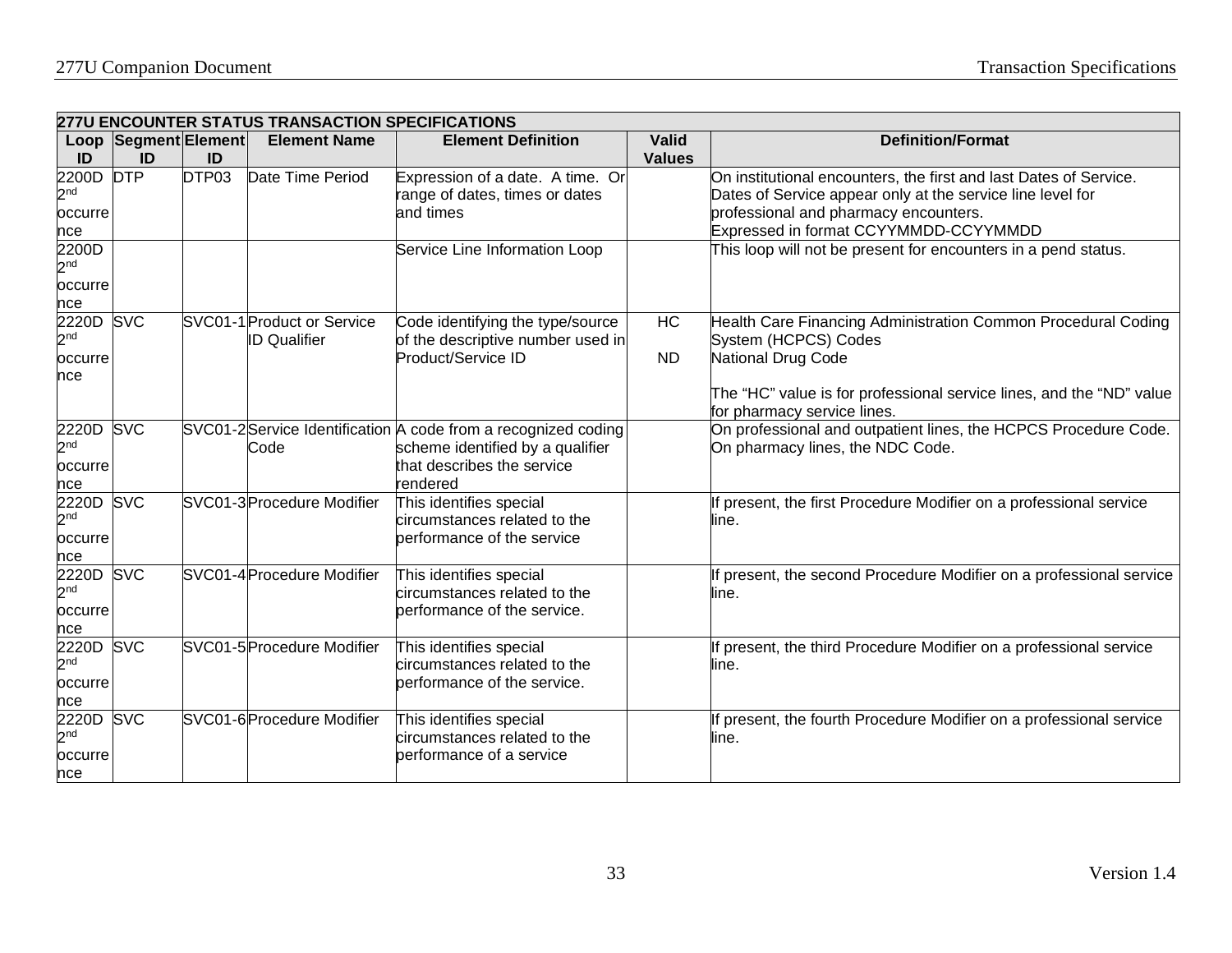| 277U ENCOUNTER STATUS TRANSACTION SPECIFICATIONS | | | | | | |
|---|---|---|---|---|---|---|
| Loop ID | Segment ID | Element ID | Element Name | Element Definition | Valid Values | Definition/Format |
| 2200D 2nd occurrence | DTP | DTP03 | Date Time Period | Expression of a date. A time. Or range of dates, times or dates and times | | On institutional encounters, the first and last Dates of Service. Dates of Service appear only at the service line level for professional and pharmacy encounters. Expressed in format CCYYMMDD-CCYYMMDD |
| 2200D 2nd occurrence | | | | Service Line Information Loop | | This loop will not be present for encounters in a pend status. |
| 2220D 2nd occurrence | SVC | SVC01-1 | Product or Service ID Qualifier | Code identifying the type/source of the descriptive number used in Product/Service ID | HC<br>ND | Health Care Financing Administration Common Procedural Coding System (HCPCS) Codes<br>National Drug Code<br><br>The "HC" value is for professional service lines, and the "ND" value for pharmacy service lines. |
| 2220D 2nd occurrence | SVC | SVC01-2 | Service Identification Code | A code from a recognized coding scheme identified by a qualifier that describes the service rendered | | On professional and outpatient lines, the HCPCS Procedure Code. On pharmacy lines, the NDC Code. |
| 2220D 2nd occurrence | SVC | SVC01-3 | Procedure Modifier | This identifies special circumstances related to the performance of the service | | If present, the first Procedure Modifier on a professional service line. |
| 2220D 2nd occurrence | SVC | SVC01-4 | Procedure Modifier | This identifies special circumstances related to the performance of the service. | | If present, the second Procedure Modifier on a professional service line. |
| 2220D 2nd occurrence | SVC | SVC01-5 | Procedure Modifier | This identifies special circumstances related to the performance of the service. | | If present, the third Procedure Modifier on a professional service line. |
| 2220D 2nd occurrence | SVC | SVC01-6 | Procedure Modifier | This identifies special circumstances related to the performance of a service | | If present, the fourth Procedure Modifier on a professional service line. |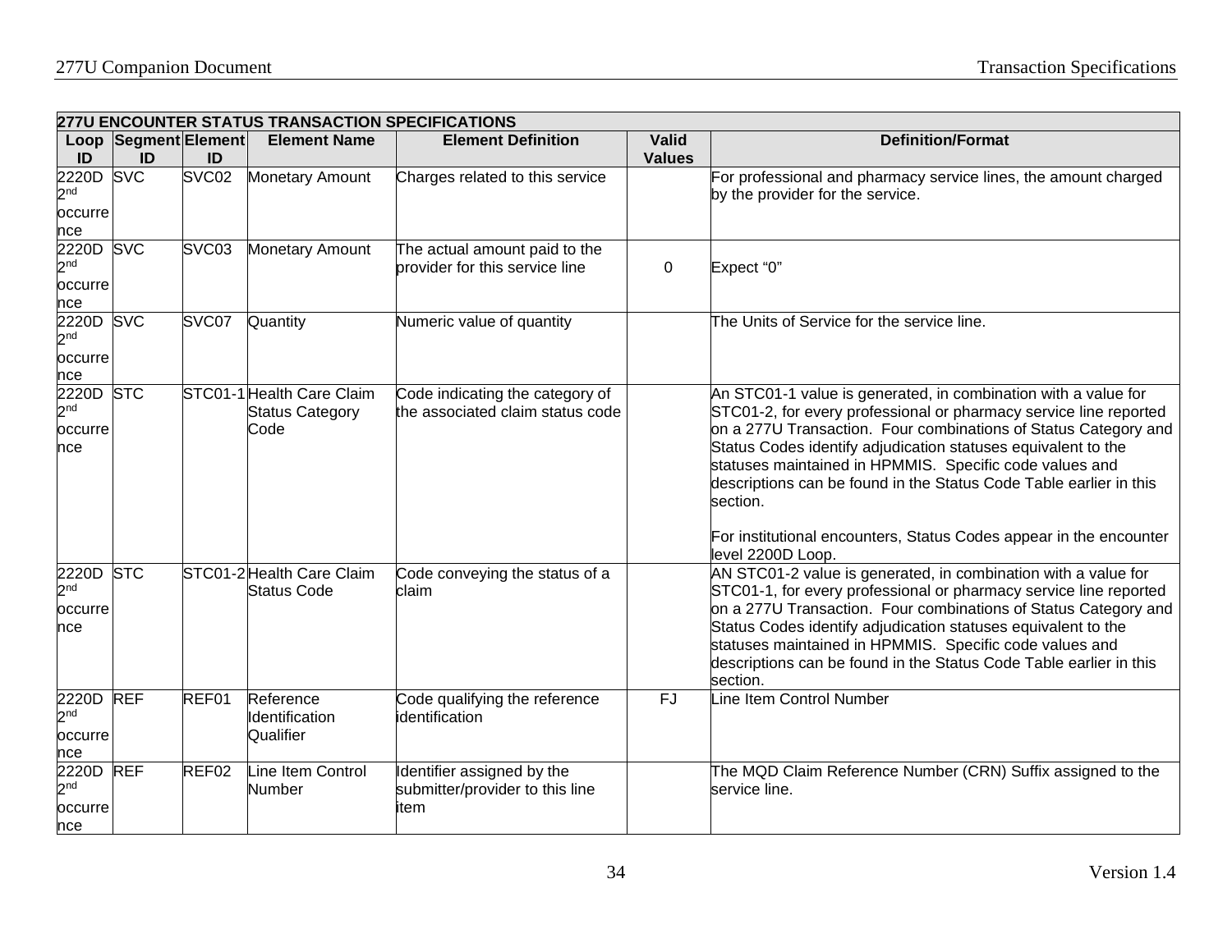| 277U ENCOUNTER STATUS TRANSACTION SPECIFICATIONS | | | | | | |
|---|---|---|---|---|---|---|
| **Loop ID** | **Segment ID** | **Element ID** | **Element Name** | **Element Definition** | **Valid Values** | **Definition/Format** |
| 2220D 2nd occurrence | SVC | SVC02 | Monetary Amount | Charges related to this service | | For professional and pharmacy service lines, the amount charged by the provider for the service. |
| 2220D 2nd occurrence | SVC | SVC03 | Monetary Amount | The actual amount paid to the provider for this service line | 0 | Expect “0” |
| 2220D 2nd occurrence | SVC | SVC07 | Quantity | Numeric value of quantity | | The Units of Service for the service line. |
| 2220D 2nd occurrence | STC | STC01-1 | Health Care Claim Status Category Code | Code indicating the category of the associated claim status code | | An STC01-1 value is generated, in combination with a value for STC01-2, for every professional or pharmacy service line reported on a 277U Transaction. Four combinations of Status Category and Status Codes identify adjudication statuses equivalent to the statuses maintained in HPMMIS. Specific code values and descriptions can be found in the Status Code Table earlier in this section.<br><br>For institutional encounters, Status Codes appear in the encounter level 2200D Loop. |
| 2220D 2nd occurrence | STC | STC01-2 | Health Care Claim Status Code | Code conveying the status of a claim | | AN STC01-2 value is generated, in combination with a value for STC01-1, for every professional or pharmacy service line reported on a 277U Transaction. Four combinations of Status Category and Status Codes identify adjudication statuses equivalent to the statuses maintained in HPMMIS. Specific code values and descriptions can be found in the Status Code Table earlier in this section. |
| 2220D 2nd occurrence | REF | REF01 | Reference Identification Qualifier | Code qualifying the reference identification | FJ | Line Item Control Number |
| 2220D 2nd occurrence | REF | REF02 | Line Item Control Number | Identifier assigned by the submitter/provider to this line item | | The MQD Claim Reference Number (CRN) Suffix assigned to the service line. |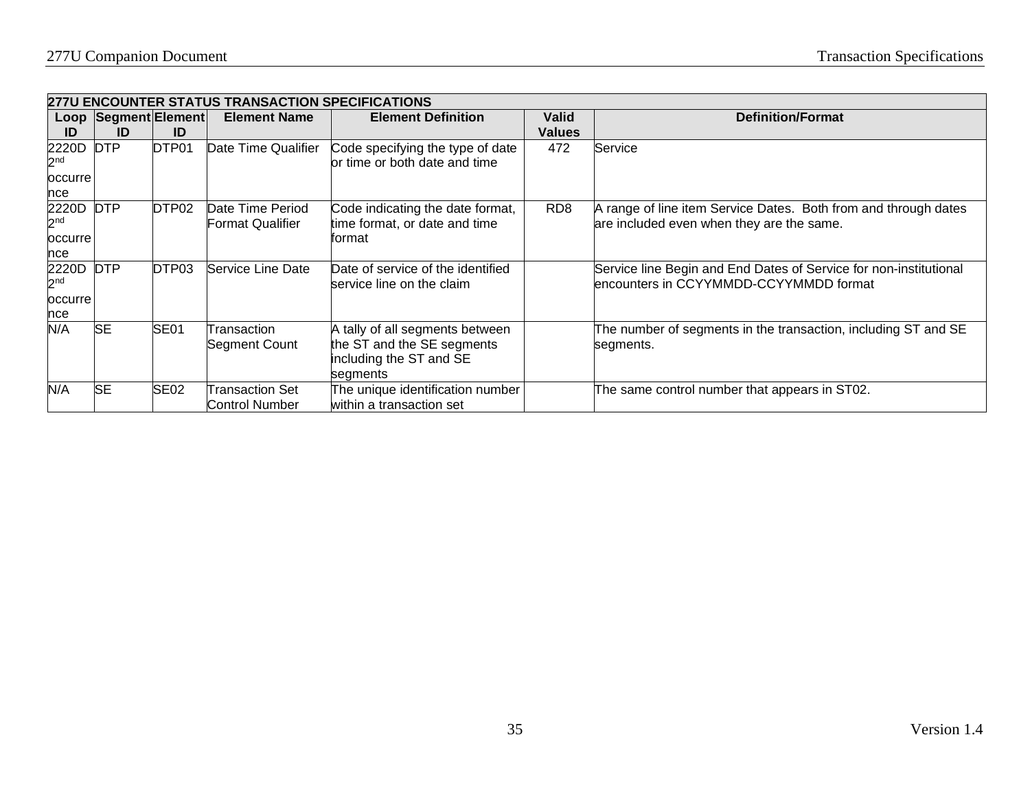| 277U ENCOUNTER STATUS TRANSACTION SPECIFICATIONS | | | | | | |
|---|---|---|---|---|---|---|
| Loop ID | Segment ID | Element ID | Element Name | Element Definition | Valid Values | Definition/Format |
| 2220D 2nd occurrence | DTP | DTP01 | Date Time Qualifier | Code specifying the type of date or time or both date and time | 472 | Service |
| 2220D 2nd occurrence | DTP | DTP02 | Date Time Period Format Qualifier | Code indicating the date format, time format, or date and time format | RD8 | A range of line item Service Dates. Both from and through dates are included even when they are the same. |
| 2220D 2nd occurrence | DTP | DTP03 | Service Line Date | Date of service of the identified service line on the claim | | Service line Begin and End Dates of Service for non-institutional encounters in CCYYMMDD-CCYYMMDD format |
| N/A | SE | SE01 | Transaction Segment Count | A tally of all segments between the ST and the SE segments including the ST and SE segments | | The number of segments in the transaction, including ST and SE segments. |
| N/A | SE | SE02 | Transaction Set Control Number | The unique identification number within a transaction set | | The same control number that appears in ST02. |